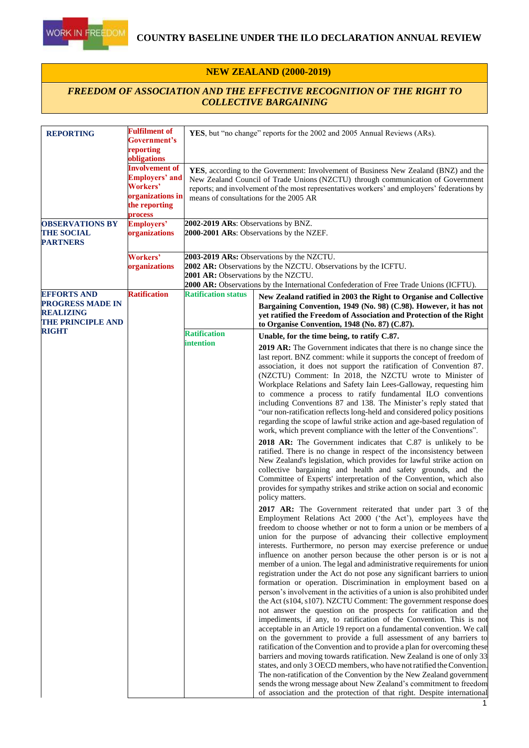# COUNTRY BASELINE UNDER THE ILO DECLARATION ANNUAL REVIEW

## NEW ZEALAND (2000-2019)

### *FREEDOM OF ASSOCIATION AND THE EFFECTIVE RECOGNITION OF THE RIGHT TO COLLECTIVE BARGAINING*

| | | | |
|---|---|---|---|
| **REPORTING** | **Fulfilment of Government's reporting obligations** | **YES**, but "no change" reports for the 2002 and 2005 Annual Reviews (ARs). | |
| | **Involvement of Employers' and Workers' organizations in the reporting process** | **YES**, according to the Government: Involvement of Business New Zealand (BNZ) and the New Zealand Council of Trade Unions (NZCTU) through communication of Government reports; and involvement of the most representatives workers' and employers' federations by means of consultations for the 2005 AR | |
| **OBSERVATIONS BY THE SOCIAL PARTNERS** | **Employers' organizations** | **2002-2019 ARs**: Observations by BNZ.<br>**2000-2001 ARs**: Observations by the NZEF. | |
| | **Workers' organizations** | **2003-2019 ARs:** Observations by the NZCTU.<br>**2002 AR:** Observations by the NZCTU. Observations by the ICFTU.<br>**2001 AR:** Observations by the NZCTU.<br>**2000 AR:** Observations by the International Confederation of Free Trade Unions (ICFTU). | |
| **EFFORTS AND PROGRESS MADE IN REALIZING THE PRINCIPLE AND RIGHT** | **Ratification** | **Ratification status** | **New Zealand ratified in 2003 the Right to Organise and Collective Bargaining Convention, 1949 (No. 98) (C.98). However, it has not yet ratified the Freedom of Association and Protection of the Right to Organise Convention, 1948 (No. 87) (C.87).** |
| | | **Ratification intention** | **Unable, for the time being, to ratify C.87.**<br><br>**2019 AR:** The Government indicates that there is no change since the last report. BNZ comment: while it supports the concept of freedom of association, it does not support the ratification of Convention 87. (NZCTU) Comment: In 2018, the NZCTU wrote to Minister of Workplace Relations and Safety Iain Lees-Galloway, requesting him to commence a process to ratify fundamental ILO conventions including Conventions 87 and 138. The Minister's reply stated that "our non-ratification reflects long-held and considered policy positions regarding the scope of lawful strike action and age-based regulation of work, which prevent compliance with the letter of the Conventions".<br><br>**2018 AR:** The Government indicates that C.87 is unlikely to be ratified. There is no change in respect of the inconsistency between New Zealand's legislation, which provides for lawful strike action on collective bargaining and health and safety grounds, and the Committee of Experts' interpretation of the Convention, which also provides for sympathy strikes and strike action on social and economic policy matters.<br><br>**2017 AR:** The Government reiterated that under part 3 of the Employment Relations Act 2000 ('the Act'), employees have the freedom to choose whether or not to form a union or be members of a union for the purpose of advancing their collective employment interests. Furthermore, no person may exercise preference or undue influence on another person because the other person is or is not a member of a union. The legal and administrative requirements for union registration under the Act do not pose any significant barriers to union formation or operation. Discrimination in employment based on a person's involvement in the activities of a union is also prohibited under the Act (s104, s107). NZCTU Comment: The government response does not answer the question on the prospects for ratification and the impediments, if any, to ratification of the Convention. This is not acceptable in an Article 19 report on a fundamental convention. We call on the government to provide a full assessment of any barriers to ratification of the Convention and to provide a plan for overcoming these barriers and moving towards ratification. New Zealand is one of only 33 states, and only 3 OECD members, who have not ratified the Convention. The non-ratification of the Convention by the New Zealand government sends the wrong message about New Zealand's commitment to freedom of association and the protection of that right. Despite international |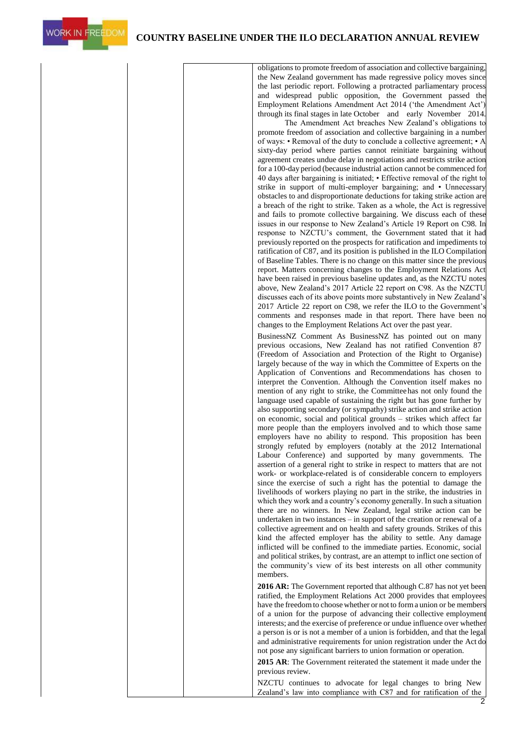| | | |
|---|---|---|
| | | obligations to promote freedom of association and collective bargaining, the New Zealand government has made regressive policy moves since the last periodic report. Following a protracted parliamentary process and widespread public opposition, the Government passed the Employment Relations Amendment Act 2014 ('the Amendment Act') through its final stages in late October and early November 2014. The Amendment Act breaches New Zealand's obligations to promote freedom of association and collective bargaining in a number of ways: • Removal of the duty to conclude a collective agreement; • A sixty-day period where parties cannot reinitiate bargaining without agreement creates undue delay in negotiations and restricts strike action for a 100-day period (because industrial action cannot be commenced for 40 days after bargaining is initiated; • Effective removal of the right to strike in support of multi-employer bargaining; and • Unnecessary obstacles to and disproportionate deductions for taking strike action are a breach of the right to strike. Taken as a whole, the Act is regressive and fails to promote collective bargaining. We discuss each of these issues in our response to New Zealand's Article 19 Report on C98. In response to NZCTU's comment, the Government stated that it had previously reported on the prospects for ratification and impediments to ratification of C87, and its position is published in the ILO Compilation of Baseline Tables. There is no change on this matter since the previous report. Matters concerning changes to the Employment Relations Act have been raised in previous baseline updates and, as the NZCTU notes above, New Zealand's 2017 Article 22 report on C98. As the NZCTU discusses each of its above points more substantively in New Zealand's 2017 Article 22 report on C98, we refer the ILO to the Government's comments and responses made in that report. There have been no changes to the Employment Relations Act over the past year.<br><br>BusinessNZ Comment As BusinessNZ has pointed out on many previous occasions, New Zealand has not ratified Convention 87 (Freedom of Association and Protection of the Right to Organise) largely because of the way in which the Committee of Experts on the Application of Conventions and Recommendations has chosen to interpret the Convention. Although the Convention itself makes no mention of any right to strike, the Committee has not only found the language used capable of sustaining the right but has gone further by also supporting secondary (or sympathy) strike action and strike action on economic, social and political grounds – strikes which affect far more people than the employers involved and to which those same employers have no ability to respond. This proposition has been strongly refuted by employers (notably at the 2012 International Labour Conference) and supported by many governments. The assertion of a general right to strike in respect to matters that are not work- or workplace-related is of considerable concern to employers since the exercise of such a right has the potential to damage the livelihoods of workers playing no part in the strike, the industries in which they work and a country's economy generally. In such a situation there are no winners. In New Zealand, legal strike action can be undertaken in two instances – in support of the creation or renewal of a collective agreement and on health and safety grounds. Strikes of this kind the affected employer has the ability to settle. Any damage inflicted will be confined to the immediate parties. Economic, social and political strikes, by contrast, are an attempt to inflict one section of the community's view of its best interests on all other community members.<br><br>**2016 AR:** The Government reported that although C.87 has not yet been ratified, the Employment Relations Act 2000 provides that employees have the freedom to choose whether or not to form a union or be members of a union for the purpose of advancing their collective employment interests; and the exercise of preference or undue influence over whether a person is or is not a member of a union is forbidden, and that the legal and administrative requirements for union registration under the Act do not pose any significant barriers to union formation or operation.<br><br>**2015 AR**: The Government reiterated the statement it made under the previous review.<br><br>NZCTU continues to advocate for legal changes to bring New Zealand's law into compliance with C87 and for ratification of the |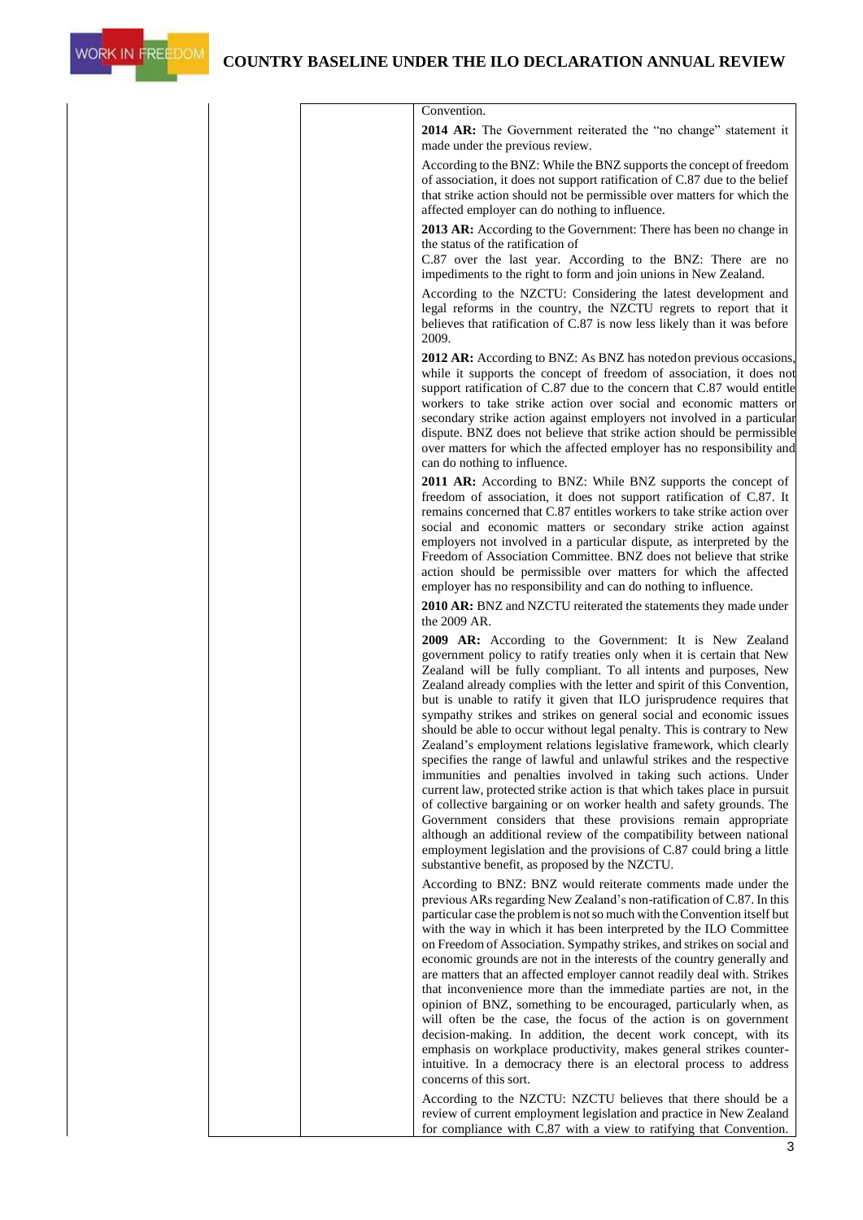| | | |
|---|---|---|
| | | Convention. |
| | | **2014 AR:** The Government reiterated the "no change" statement it made under the previous review.<br><br>According to the BNZ: While the BNZ supports the concept of freedom of association, it does not support ratification of C.87 due to the belief that strike action should not be permissible over matters for which the affected employer can do nothing to influence. |
| | | **2013 AR:** According to the Government: There has been no change in the status of the ratification of C.87 over the last year. According to the BNZ: There are no impediments to the right to form and join unions in New Zealand.<br><br>According to the NZCTU: Considering the latest development and legal reforms in the country, the NZCTU regrets to report that it believes that ratification of C.87 is now less likely than it was before 2009. |
| | | **2012 AR:** According to BNZ: As BNZ has noted on previous occasions, while it supports the concept of freedom of association, it does not support ratification of C.87 due to the concern that C.87 would entitle workers to take strike action over social and economic matters or secondary strike action against employers not involved in a particular dispute. BNZ does not believe that strike action should be permissible over matters for which the affected employer has no responsibility and can do nothing to influence. |
| | | **2011 AR:** According to BNZ: While BNZ supports the concept of freedom of association, it does not support ratification of C.87. It remains concerned that C.87 entitles workers to take strike action over social and economic matters or secondary strike action against employers not involved in a particular dispute, as interpreted by the Freedom of Association Committee. BNZ does not believe that strike action should be permissible over matters for which the affected employer has no responsibility and can do nothing to influence. |
| | | **2010 AR:** BNZ and NZCTU reiterated the statements they made under the 2009 AR. |
| | | **2009 AR:** According to the Government: It is New Zealand government policy to ratify treaties only when it is certain that New Zealand will be fully compliant. To all intents and purposes, New Zealand already complies with the letter and spirit of this Convention, but is unable to ratify it given that ILO jurisprudence requires that sympathy strikes and strikes on general social and economic issues should be able to occur without legal penalty. This is contrary to New Zealand's employment relations legislative framework, which clearly specifies the range of lawful and unlawful strikes and the respective immunities and penalties involved in taking such actions. Under current law, protected strike action is that which takes place in pursuit of collective bargaining or on worker health and safety grounds. The Government considers that these provisions remain appropriate although an additional review of the compatibility between national employment legislation and the provisions of C.87 could bring a little substantive benefit, as proposed by the NZCTU.<br><br>According to BNZ: BNZ would reiterate comments made under the previous ARs regarding New Zealand's non-ratification of C.87. In this particular case the problem is not so much with the Convention itself but with the way in which it has been interpreted by the ILO Committee on Freedom of Association. Sympathy strikes, and strikes on social and economic grounds are not in the interests of the country generally and are matters that an affected employer cannot readily deal with. Strikes that inconvenience more than the immediate parties are not, in the opinion of BNZ, something to be encouraged, particularly when, as will often be the case, the focus of the action is on government decision-making. In addition, the decent work concept, with its emphasis on workplace productivity, makes general strikes counter-intuitive. In a democracy there is an electoral process to address concerns of this sort.<br><br>According to the NZCTU: NZCTU believes that there should be a review of current employment legislation and practice in New Zealand for compliance with C.87 with a view to ratifying that Convention. |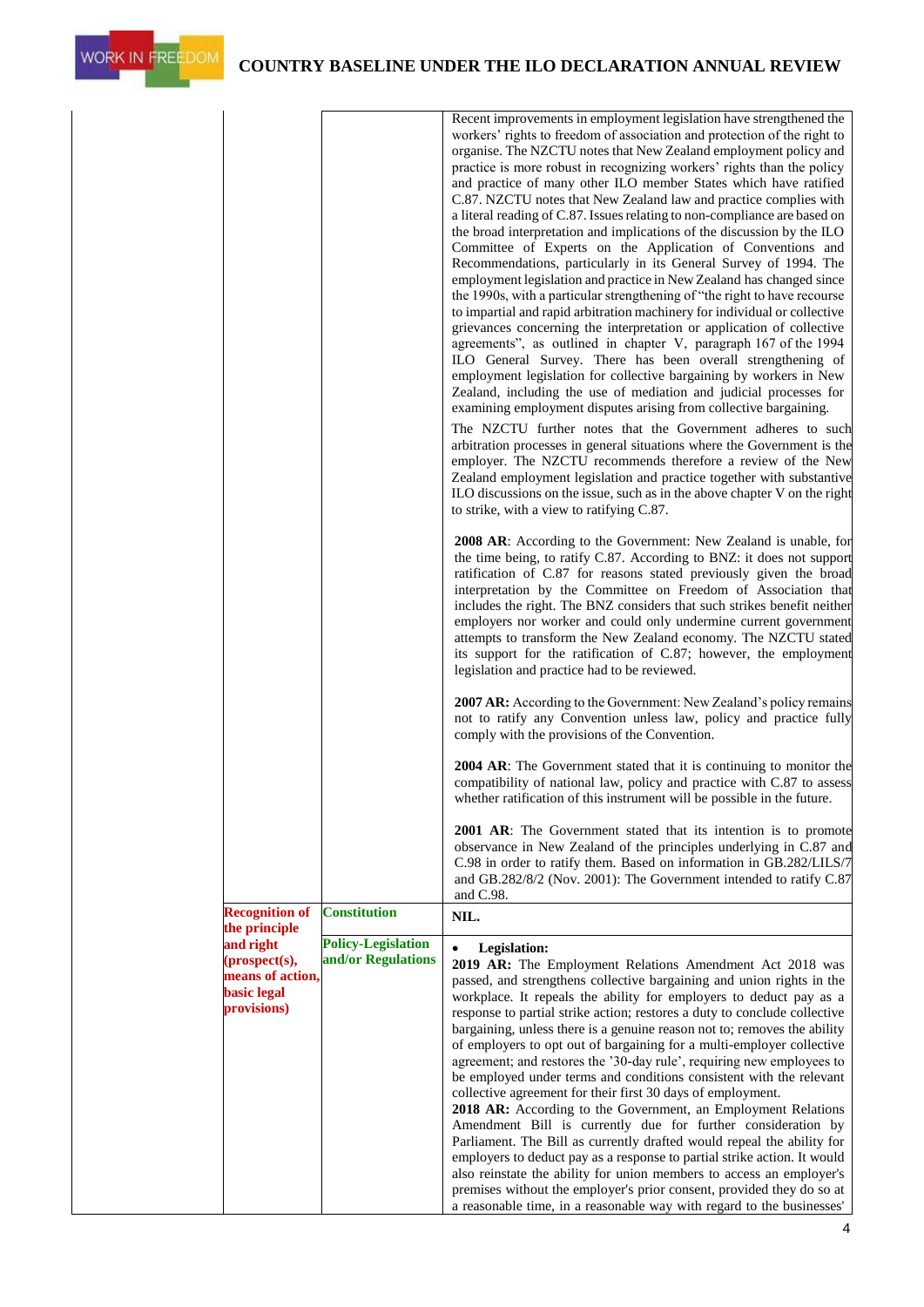| | | |
|---|---|---|
| | | Recent improvements in employment legislation have strengthened the workers' rights to freedom of association and protection of the right to organise. The NZCTU notes that New Zealand employment policy and practice is more robust in recognizing workers' rights than the policy and practice of many other ILO member States which have ratified C.87. NZCTU notes that New Zealand law and practice complies with a literal reading of C.87. Issues relating to non-compliance are based on the broad interpretation and implications of the discussion by the ILO Committee of Experts on the Application of Conventions and Recommendations, particularly in its General Survey of 1994. The employment legislation and practice in New Zealand has changed since the 1990s, with a particular strengthening of "the right to have recourse to impartial and rapid arbitration machinery for individual or collective grievances concerning the interpretation or application of collective agreements", as outlined in chapter V, paragraph 167 of the 1994 ILO General Survey. There has been overall strengthening of employment legislation for collective bargaining by workers in New Zealand, including the use of mediation and judicial processes for examining employment disputes arising from collective bargaining.<br><br>The NZCTU further notes that the Government adheres to such arbitration processes in general situations where the Government is the employer. The NZCTU recommends therefore a review of the New Zealand employment legislation and practice together with substantive ILO discussions on the issue, such as in the above chapter V on the right to strike, with a view to ratifying C.87.<br><br>**2008 AR**: According to the Government: New Zealand is unable, for the time being, to ratify C.87. According to BNZ: it does not support ratification of C.87 for reasons stated previously given the broad interpretation by the Committee on Freedom of Association that includes the right. The BNZ considers that such strikes benefit neither employers nor worker and could only undermine current government attempts to transform the New Zealand economy. The NZCTU stated its support for the ratification of C.87; however, the employment legislation and practice had to be reviewed.<br><br>**2007 AR:** According to the Government: New Zealand's policy remains not to ratify any Convention unless law, policy and practice fully comply with the provisions of the Convention.<br><br>**2004 AR**: The Government stated that it is continuing to monitor the compatibility of national law, policy and practice with C.87 to assess whether ratification of this instrument will be possible in the future.<br><br>**2001 AR**: The Government stated that its intention is to promote observance in New Zealand of the principles underlying in C.87 and C.98 in order to ratify them. Based on information in GB.282/LILS/7 and GB.282/8/2 (Nov. 2001): The Government intended to ratify C.87 and C.98. |
| **Recognition of the principle and right (prospect(s), means of action, basic legal provisions)** | **Constitution** | **NIL.** |
| | **Policy-Legislation and/or Regulations** | • **Legislation:**<br>**2019 AR:** The Employment Relations Amendment Act 2018 was passed, and strengthens collective bargaining and union rights in the workplace. It repeals the ability for employers to deduct pay as a response to partial strike action; restores a duty to conclude collective bargaining, unless there is a genuine reason not to; removes the ability of employers to opt out of bargaining for a multi-employer collective agreement; and restores the '30-day rule', requiring new employees to be employed under terms and conditions consistent with the relevant collective agreement for their first 30 days of employment.<br>**2018 AR:** According to the Government, an Employment Relations Amendment Bill is currently due for further consideration by Parliament. The Bill as currently drafted would repeal the ability for employers to deduct pay as a response to partial strike action. It would also reinstate the ability for union members to access an employer's premises without the employer's prior consent, provided they do so at a reasonable time, in a reasonable way with regard to the businesses' |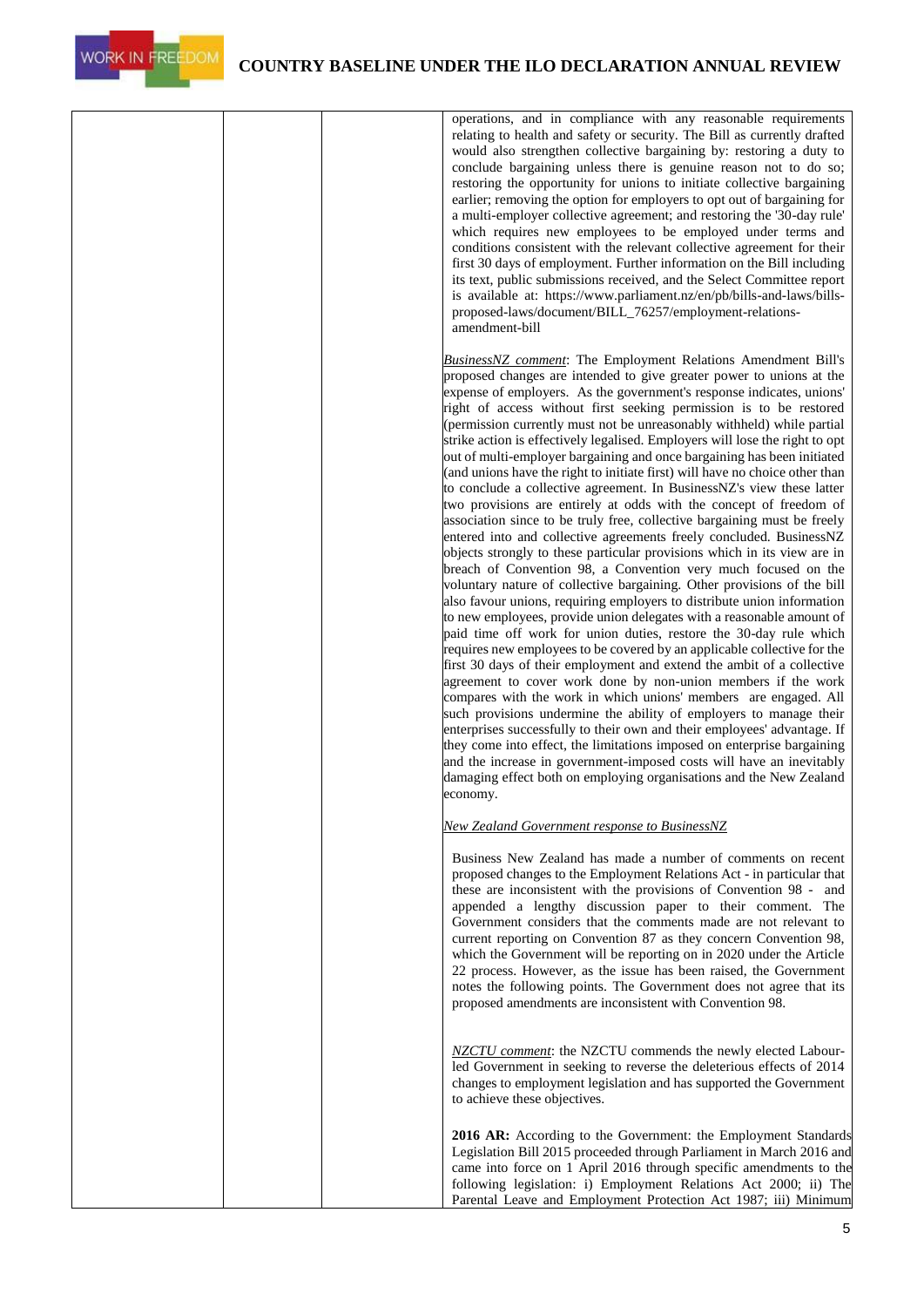| | | | operations, and in compliance with any reasonable requirements relating to health and safety or security. The Bill as currently drafted would also strengthen collective bargaining by: restoring a duty to conclude bargaining unless there is genuine reason not to do so; restoring the opportunity for unions to initiate collective bargaining earlier; removing the option for employers to opt out of bargaining for a multi-employer collective agreement; and restoring the '30-day rule' which requires new employees to be employed under terms and conditions consistent with the relevant collective agreement for their first 30 days of employment. Further information on the Bill including its text, public submissions received, and the Select Committee report is available at: https://www.parliament.nz/en/pb/bills-and-laws/bills-proposed-laws/document/BILL_76257/employment-relations-amendment-bill<br><br>*BusinessNZ comment*: The Employment Relations Amendment Bill's proposed changes are intended to give greater power to unions at the expense of employers. As the government's response indicates, unions' right of access without first seeking permission is to be restored (permission currently must not be unreasonably withheld) while partial strike action is effectively legalised. Employers will lose the right to opt out of multi-employer bargaining and once bargaining has been initiated (and unions have the right to initiate first) will have no choice other than to conclude a collective agreement. In BusinessNZ's view these latter two provisions are entirely at odds with the concept of freedom of association since to be truly free, collective bargaining must be freely entered into and collective agreements freely concluded. BusinessNZ objects strongly to these particular provisions which in its view are in breach of Convention 98, a Convention very much focused on the voluntary nature of collective bargaining. Other provisions of the bill also favour unions, requiring employers to distribute union information to new employees, provide union delegates with a reasonable amount of paid time off work for union duties, restore the 30-day rule which requires new employees to be covered by an applicable collective for the first 30 days of their employment and extend the ambit of a collective agreement to cover work done by non-union members if the work compares with the work in which unions' members are engaged. All such provisions undermine the ability of employers to manage their enterprises successfully to their own and their employees' advantage. If they come into effect, the limitations imposed on enterprise bargaining and the increase in government-imposed costs will have an inevitably damaging effect both on employing organisations and the New Zealand economy.<br><br>*New Zealand Government response to BusinessNZ*<br><br>Business New Zealand has made a number of comments on recent proposed changes to the Employment Relations Act - in particular that these are inconsistent with the provisions of Convention 98 - and appended a lengthy discussion paper to their comment. The Government considers that the comments made are not relevant to current reporting on Convention 87 as they concern Convention 98, which the Government will be reporting on in 2020 under the Article 22 process. However, as the issue has been raised, the Government notes the following points. The Government does not agree that its proposed amendments are inconsistent with Convention 98.<br><br>*NZCTU comment*: the NZCTU commends the newly elected Labour-led Government in seeking to reverse the deleterious effects of 2014 changes to employment legislation and has supported the Government to achieve these objectives.<br><br>**2016 AR:** According to the Government: the Employment Standards Legislation Bill 2015 proceeded through Parliament in March 2016 and came into force on 1 April 2016 through specific amendments to the following legislation: i) Employment Relations Act 2000; ii) The Parental Leave and Employment Protection Act 1987; iii) Minimum |
|---|---|---|---|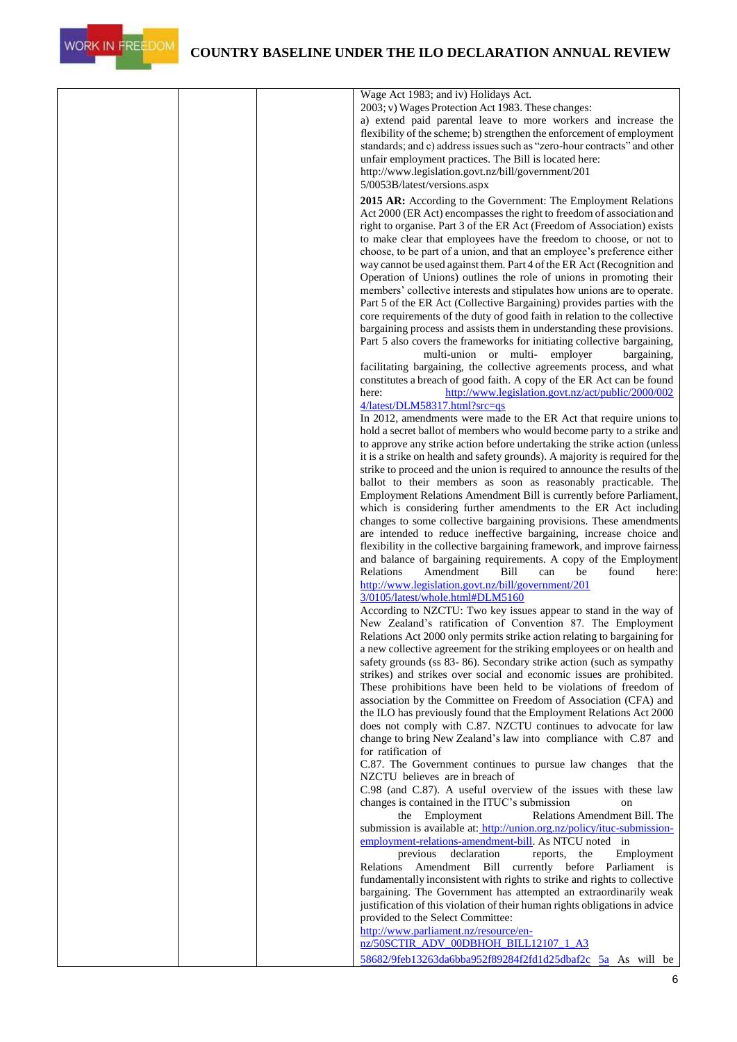| | | | Wage Act 1983; and iv) Holidays Act. 2003; v) Wages Protection Act 1983. These changes: a) extend paid parental leave to more workers and increase the flexibility of the scheme; b) strengthen the enforcement of employment standards; and c) address issues such as "zero-hour contracts" and other unfair employment practices. The Bill is located here: http://www.legislation.govt.nz/bill/government/2015/0053B/latest/versions.aspx<br><br>**2015 AR:** According to the Government: The Employment Relations Act 2000 (ER Act) encompasses the right to freedom of association and right to organise. Part 3 of the ER Act (Freedom of Association) exists to make clear that employees have the freedom to choose, or not to choose, to be part of a union, and that an employee's preference either way cannot be used against them. Part 4 of the ER Act (Recognition and Operation of Unions) outlines the role of unions in promoting their members' collective interests and stipulates how unions are to operate. Part 5 of the ER Act (Collective Bargaining) provides parties with the core requirements of the duty of good faith in relation to the collective bargaining process and assists them in understanding these provisions. Part 5 also covers the frameworks for initiating collective bargaining, multi-union or multi- employer bargaining, facilitating bargaining, the collective agreements process, and what constitutes a breach of good faith. A copy of the ER Act can be found here: http://www.legislation.govt.nz/act/public/2000/0024/latest/DLM58317.html?src=qs<br>In 2012, amendments were made to the ER Act that require unions to hold a secret ballot of members who would become party to a strike and to approve any strike action before undertaking the strike action (unless it is a strike on health and safety grounds). A majority is required for the strike to proceed and the union is required to announce the results of the ballot to their members as soon as reasonably practicable. The Employment Relations Amendment Bill is currently before Parliament, which is considering further amendments to the ER Act including changes to some collective bargaining provisions. These amendments are intended to reduce ineffective bargaining, increase choice and flexibility in the collective bargaining framework, and improve fairness and balance of bargaining requirements. A copy of the Employment Relations Amendment Bill can be found here: http://www.legislation.govt.nz/bill/government/2013/0105/latest/whole.html#DLM5160<br>According to NZCTU: Two key issues appear to stand in the way of New Zealand's ratification of Convention 87. The Employment Relations Act 2000 only permits strike action relating to bargaining for a new collective agreement for the striking employees or on health and safety grounds (ss 83- 86). Secondary strike action (such as sympathy strikes) and strikes over social and economic issues are prohibited. These prohibitions have been held to be violations of freedom of association by the Committee on Freedom of Association (CFA) and the ILO has previously found that the Employment Relations Act 2000 does not comply with C.87. NZCTU continues to advocate for law change to bring New Zealand's law into compliance with C.87 and for ratification of C.87. The Government continues to pursue law changes that the NZCTU believes are in breach of C.98 (and C.87). A useful overview of the issues with these law changes is contained in the ITUC's submission on the Employment Relations Amendment Bill. The submission is available at: http://union.org.nz/policy/ituc-submission-employment-relations-amendment-bill. As NTCU noted in previous declaration reports, the Employment Relations Amendment Bill currently before Parliament is fundamentally inconsistent with rights to strike and rights to collective bargaining. The Government has attempted an extraordinarily weak justification of this violation of their human rights obligations in advice provided to the Select Committee: http://www.parliament.nz/resource/en-nz/50SCTIR_ADV_00DBHOH_BILL12107_1_A358682/9feb13263da6bba952f89284f2fd1d25dbaf2c 5a As will be |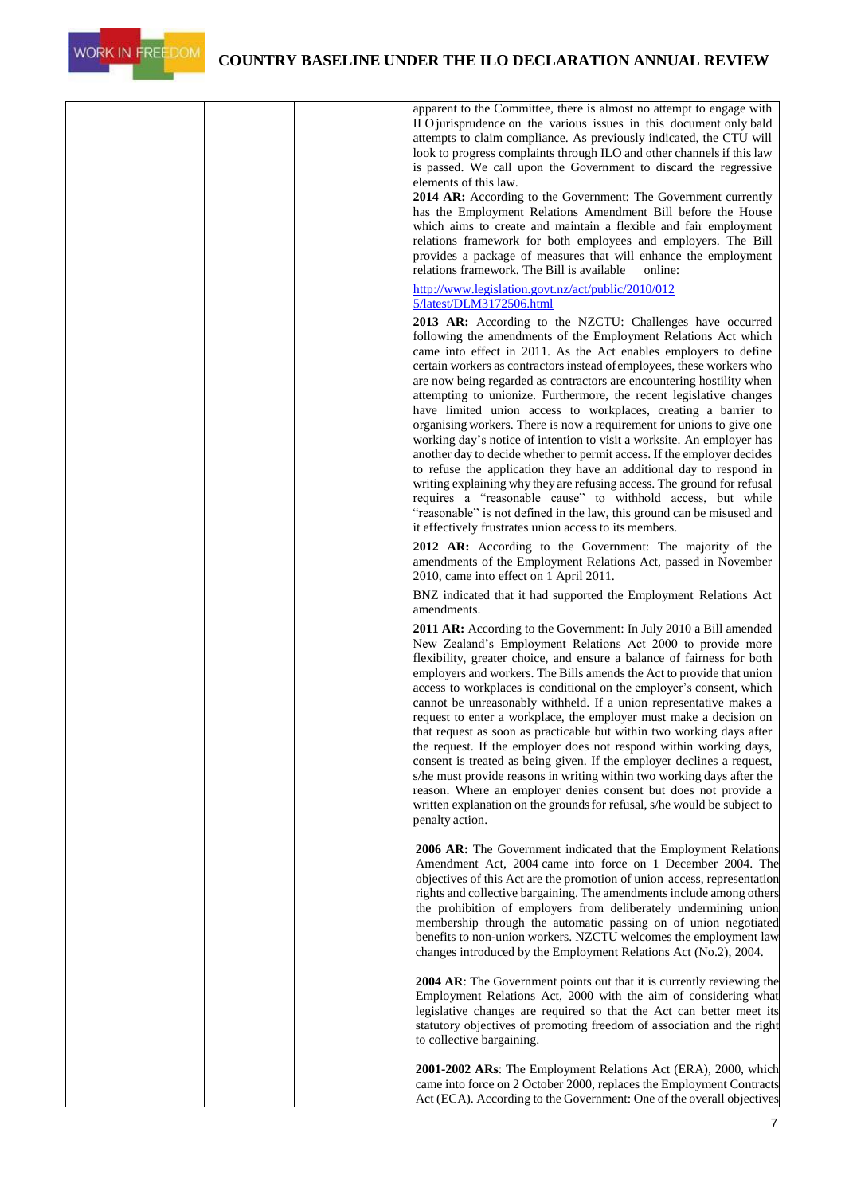| | | | apparent to the Committee, there is almost no attempt to engage with ILO jurisprudence on the various issues in this document only bald attempts to claim compliance. As previously indicated, the CTU will look to progress complaints through ILO and other channels if this law is passed. We call upon the Government to discard the regressive elements of this law.<br>**2014 AR:** According to the Government: The Government currently has the Employment Relations Amendment Bill before the House which aims to create and maintain a flexible and fair employment relations framework for both employees and employers. The Bill provides a package of measures that will enhance the employment relations framework. The Bill is available online:<br>[http://www.legislation.govt.nz/act/public/2010/0125/latest/DLM3172506.html](http://www.legislation.govt.nz/act/public/2010/0125/latest/DLM3172506.html)<br>**2013 AR:** According to the NZCTU: Challenges have occurred following the amendments of the Employment Relations Act which came into effect in 2011. As the Act enables employers to define certain workers as contractors instead of employees, these workers who are now being regarded as contractors are encountering hostility when attempting to unionize. Furthermore, the recent legislative changes have limited union access to workplaces, creating a barrier to organising workers. There is now a requirement for unions to give one working day's notice of intention to visit a worksite. An employer has another day to decide whether to permit access. If the employer decides to refuse the application they have an additional day to respond in writing explaining why they are refusing access. The ground for refusal requires a "reasonable cause" to withhold access, but while "reasonable" is not defined in the law, this ground can be misused and it effectively frustrates union access to its members.<br>**2012 AR:** According to the Government: The majority of the amendments of the Employment Relations Act, passed in November 2010, came into effect on 1 April 2011.<br>BNZ indicated that it had supported the Employment Relations Act amendments.<br>**2011 AR:** According to the Government: In July 2010 a Bill amended New Zealand's Employment Relations Act 2000 to provide more flexibility, greater choice, and ensure a balance of fairness for both employers and workers. The Bills amends the Act to provide that union access to workplaces is conditional on the employer's consent, which cannot be unreasonably withheld. If a union representative makes a request to enter a workplace, the employer must make a decision on that request as soon as practicable but within two working days after the request. If the employer does not respond within working days, consent is treated as being given. If the employer declines a request, s/he must provide reasons in writing within two working days after the reason. Where an employer denies consent but does not provide a written explanation on the grounds for refusal, s/he would be subject to penalty action.<br><br>**2006 AR:** The Government indicated that the Employment Relations Amendment Act, 2004 came into force on 1 December 2004. The objectives of this Act are the promotion of union access, representation rights and collective bargaining. The amendments include among others the prohibition of employers from deliberately undermining union membership through the automatic passing on of union negotiated benefits to non-union workers. NZCTU welcomes the employment law changes introduced by the Employment Relations Act (No.2), 2004.<br><br>**2004 AR**: The Government points out that it is currently reviewing the Employment Relations Act, 2000 with the aim of considering what legislative changes are required so that the Act can better meet its statutory objectives of promoting freedom of association and the right to collective bargaining.<br><br>**2001-2002 ARs**: The Employment Relations Act (ERA), 2000, which came into force on 2 October 2000, replaces the Employment Contracts Act (ECA). According to the Government: One of the overall objectives |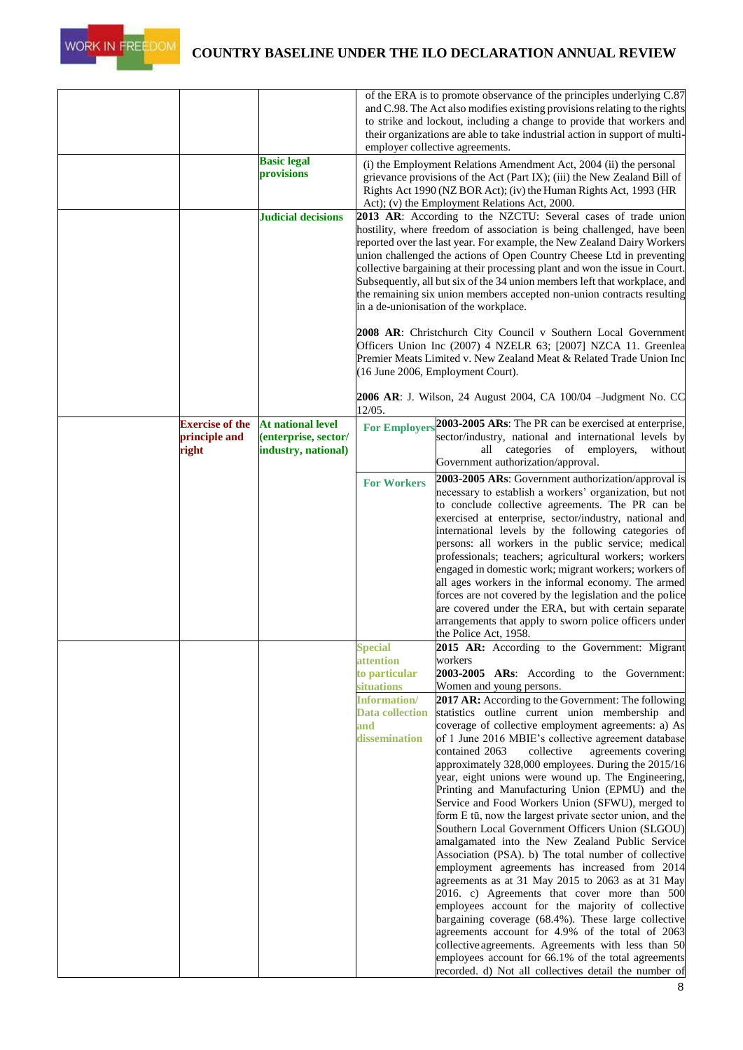| | | | | |
|---|---|---|---|---|
| | | | of the ERA is to promote observance of the principles underlying C.87 and C.98. The Act also modifies existing provisions relating to the rights to strike and lockout, including a change to provide that workers and their organizations are able to take industrial action in support of multi-employer collective agreements. | |
| | | **Basic legal provisions** | (i) the Employment Relations Amendment Act, 2004 (ii) the personal grievance provisions of the Act (Part IX); (iii) the New Zealand Bill of Rights Act 1990 (NZ BOR Act); (iv) the Human Rights Act, 1993 (HR Act); (v) the Employment Relations Act, 2000. | |
| | | **Judicial decisions** | **2013 AR**: According to the NZCTU: Several cases of trade union hostility, where freedom of association is being challenged, have been reported over the last year. For example, the New Zealand Dairy Workers union challenged the actions of Open Country Cheese Ltd in preventing collective bargaining at their processing plant and won the issue in Court. Subsequently, all but six of the 34 union members left that workplace, and the remaining six union members accepted non-union contracts resulting in a de-unionisation of the workplace.<br><br>**2008 AR**: Christchurch City Council v Southern Local Government Officers Union Inc (2007) 4 NZELR 63; [2007] NZCA 11. Greenlea Premier Meats Limited v. New Zealand Meat & Related Trade Union Inc (16 June 2006, Employment Court).<br><br>**2006 AR**: J. Wilson, 24 August 2004, CA 100/04 –Judgment No. CC 12/05. | |
| | **Exercise of the principle and right** | **At national level (enterprise, sector/ industry, national)** | **For Employers** | **2003-2005 ARs**: The PR can be exercised at enterprise, sector/industry, national and international levels by all categories of employers, without Government authorization/approval. |
| | | | **For Workers** | **2003-2005 ARs**: Government authorization/approval is necessary to establish a workers' organization, but not to conclude collective agreements. The PR can be exercised at enterprise, sector/industry, national and international levels by the following categories of persons: all workers in the public service; medical professionals; teachers; agricultural workers; workers engaged in domestic work; migrant workers; workers of all ages workers in the informal economy. The armed forces are not covered by the legislation and the police are covered under the ERA, but with certain separate arrangements that apply to sworn police officers under the Police Act, 1958. |
| | | | **Special attention to particular situations** | **2015 AR:** According to the Government: Migrant workers<br>**2003-2005 ARs**: According to the Government: Women and young persons. |
| | | | **Information/ Data collection and dissemination** | **2017 AR:** According to the Government: The following statistics outline current union membership and coverage of collective employment agreements: a) As of 1 June 2016 MBIE's collective agreement database contained 2063 collective agreements covering approximately 328,000 employees. During the 2015/16 year, eight unions were wound up. The Engineering, Printing and Manufacturing Union (EPMU) and the Service and Food Workers Union (SFWU), merged to form E tū, now the largest private sector union, and the Southern Local Government Officers Union (SLGOU) amalgamated into the New Zealand Public Service Association (PSA). b) The total number of collective employment agreements has increased from 2014 agreements as at 31 May 2015 to 2063 as at 31 May 2016. c) Agreements that cover more than 500 employees account for the majority of collective bargaining coverage (68.4%). These large collective agreements account for 4.9% of the total of 2063 collective agreements. Agreements with less than 50 employees account for 66.1% of the total agreements recorded. d) Not all collectives detail the number of |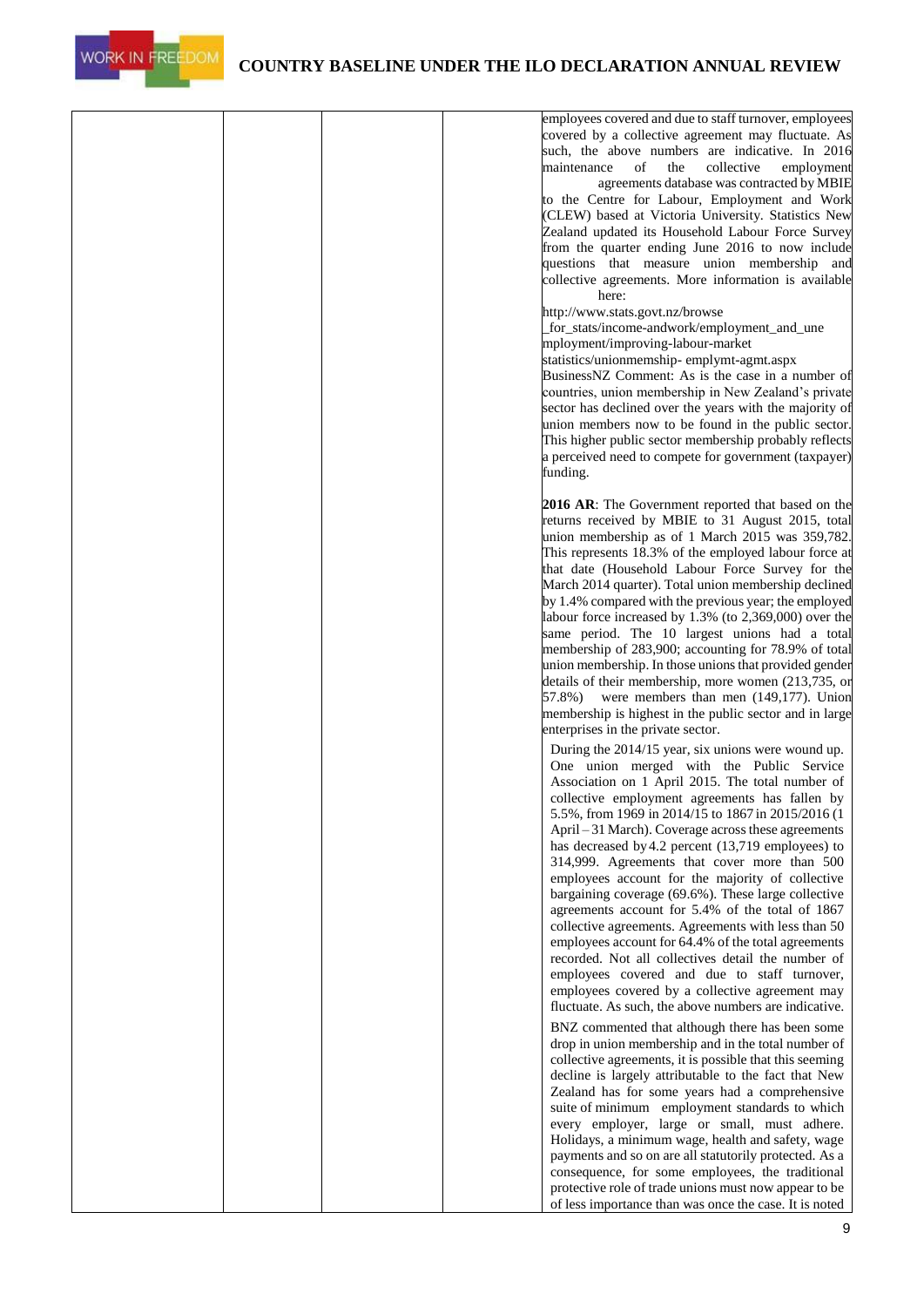| | | | | employees covered and due to staff turnover, employees covered by a collective agreement may fluctuate. As such, the above numbers are indicative. In 2016 maintenance of the collective employment agreements database was contracted by MBIE to the Centre for Labour, Employment and Work (CLEW) based at Victoria University. Statistics New Zealand updated its Household Labour Force Survey from the quarter ending June 2016 to now include questions that measure union membership and collective agreements. More information is available here: http://www.stats.govt.nz/browse _for_stats/income-andwork/employment_and_une mployment/improving-labour-market statistics/unionmemship- emplymt-agmt.aspx BusinessNZ Comment: As is the case in a number of countries, union membership in New Zealand's private sector has declined over the years with the majority of union members now to be found in the public sector. This higher public sector membership probably reflects a perceived need to compete for government (taxpayer) funding.<br><br>**2016 AR**: The Government reported that based on the returns received by MBIE to 31 August 2015, total union membership as of 1 March 2015 was 359,782. This represents 18.3% of the employed labour force at that date (Household Labour Force Survey for the March 2014 quarter). Total union membership declined by 1.4% compared with the previous year; the employed labour force increased by 1.3% (to 2,369,000) over the same period. The 10 largest unions had a total membership of 283,900; accounting for 78.9% of total union membership. In those unions that provided gender details of their membership, more women (213,735, or 57.8%) were members than men (149,177). Union membership is highest in the public sector and in large enterprises in the private sector.<br><br>During the 2014/15 year, six unions were wound up. One union merged with the Public Service Association on 1 April 2015. The total number of collective employment agreements has fallen by 5.5%, from 1969 in 2014/15 to 1867 in 2015/2016 (1 April – 31 March). Coverage across these agreements has decreased by 4.2 percent (13,719 employees) to 314,999. Agreements that cover more than 500 employees account for the majority of collective bargaining coverage (69.6%). These large collective agreements account for 5.4% of the total of 1867 collective agreements. Agreements with less than 50 employees account for 64.4% of the total agreements recorded. Not all collectives detail the number of employees covered and due to staff turnover, employees covered by a collective agreement may fluctuate. As such, the above numbers are indicative.<br><br>BNZ commented that although there has been some drop in union membership and in the total number of collective agreements, it is possible that this seeming decline is largely attributable to the fact that New Zealand has for some years had a comprehensive suite of minimum employment standards to which every employer, large or small, must adhere. Holidays, a minimum wage, health and safety, wage payments and so on are all statutorily protected. As a consequence, for some employees, the traditional protective role of trade unions must now appear to be of less importance than was once the case. It is noted |
|---|---|---|---|---|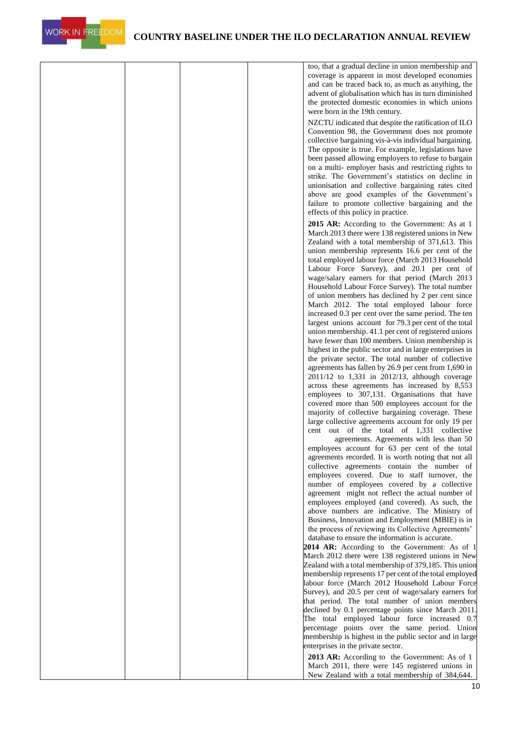| | | | | too, that a gradual decline in union membership and coverage is apparent in most developed economies and can be traced back to, as much as anything, the advent of globalisation which has in turn diminished the protected domestic economies in which unions were born in the 19th century.<br><br>NZCTU indicated that despite the ratification of ILO Convention 98, the Government does not promote collective bargaining vis-à-vis individual bargaining. The opposite is true. For example, legislations have been passed allowing employers to refuse to bargain on a multi- employer basis and restricting rights to strike. The Government's statistics on decline in unionisation and collective bargaining rates cited above are good examples of the Government's failure to promote collective bargaining and the effects of this policy in practice.<br><br>**2015 AR:** According to the Government: As at 1 March 2013 there were 138 registered unions in New Zealand with a total membership of 371,613. This union membership represents 16.6 per cent of the total employed labour force (March 2013 Household Labour Force Survey), and 20.1 per cent of wage/salary earners for that period (March 2013 Household Labour Force Survey). The total number of union members has declined by 2 per cent since March 2012. The total employed labour force increased 0.3 per cent over the same period. The ten largest unions account for 79.3 per cent of the total union membership. 41.1 per cent of registered unions have fewer than 100 members. Union membership is highest in the public sector and in large enterprises in the private sector. The total number of collective agreements has fallen by 26.9 per cent from 1,690 in 2011/12 to 1,331 in 2012/13, although coverage across these agreements has increased by 8,553 employees to 307,131. Organisations that have covered more than 500 employees account for the majority of collective bargaining coverage. These large collective agreements account for only 19 per cent out of the total of 1,331 collective agreements. Agreements with less than 50 employees account for 63 per cent of the total agreements recorded. It is worth noting that not all collective agreements contain the number of employees covered. Due to staff turnover, the number of employees covered by a collective agreement might not reflect the actual number of employees employed (and covered). As such, the above numbers are indicative. The Ministry of Business, Innovation and Employment (MBIE) is in the process of reviewing its Collective Agreements' database to ensure the information is accurate.<br>**2014 AR:** According to the Government: As of 1 March 2012 there were 138 registered unions in New Zealand with a total membership of 379,185. This union membership represents 17 per cent of the total employed labour force (March 2012 Household Labour Force Survey), and 20.5 per cent of wage/salary earners for that period. The total number of union members declined by 0.1 percentage points since March 2011. The total employed labour force increased 0.7 percentage points over the same period. Union membership is highest in the public sector and in large enterprises in the private sector.<br><br>**2013 AR:** According to the Government: As of 1 March 2011, there were 145 registered unions in New Zealand with a total membership of 384,644. |
|---|---|---|---|---|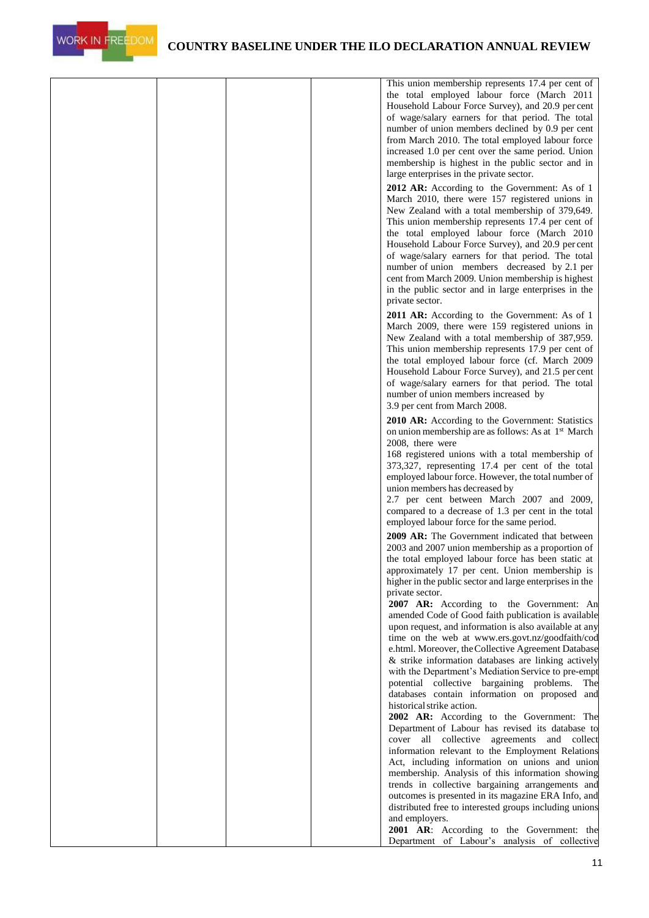| | | | | |
|---|---|---|---|---|
| | | | | This union membership represents 17.4 per cent of the total employed labour force (March 2011 Household Labour Force Survey), and 20.9 per cent of wage/salary earners for that period. The total number of union members declined by 0.9 per cent from March 2010. The total employed labour force increased 1.0 per cent over the same period. Union membership is highest in the public sector and in large enterprises in the private sector.<br><br>**2012 AR:** According to the Government: As of 1 March 2010, there were 157 registered unions in New Zealand with a total membership of 379,649. This union membership represents 17.4 per cent of the total employed labour force (March 2010 Household Labour Force Survey), and 20.9 per cent of wage/salary earners for that period. The total number of union members decreased by 2.1 per cent from March 2009. Union membership is highest in the public sector and in large enterprises in the private sector.<br><br>**2011 AR:** According to the Government: As of 1 March 2009, there were 159 registered unions in New Zealand with a total membership of 387,959. This union membership represents 17.9 per cent of the total employed labour force (cf. March 2009 Household Labour Force Survey), and 21.5 per cent of wage/salary earners for that period. The total number of union members increased by 3.9 per cent from March 2008.<br><br>**2010 AR:** According to the Government: Statistics on union membership are as follows: As at 1st March 2008, there were 168 registered unions with a total membership of 373,327, representing 17.4 per cent of the total employed labour force. However, the total number of union members has decreased by 2.7 per cent between March 2007 and 2009, compared to a decrease of 1.3 per cent in the total employed labour force for the same period.<br><br>**2009 AR:** The Government indicated that between 2003 and 2007 union membership as a proportion of the total employed labour force has been static at approximately 17 per cent. Union membership is higher in the public sector and large enterprises in the private sector.<br>**2007 AR:** According to the Government: An amended Code of Good faith publication is available upon request, and information is also available at any time on the web at www.ers.govt.nz/goodfaith/code.html. Moreover, the Collective Agreement Database & strike information databases are linking actively with the Department's Mediation Service to pre-empt potential collective bargaining problems. The databases contain information on proposed and historical strike action.<br>**2002 AR:** According to the Government: The Department of Labour has revised its database to cover all collective agreements and collect information relevant to the Employment Relations Act, including information on unions and union membership. Analysis of this information showing trends in collective bargaining arrangements and outcomes is presented in its magazine ERA Info, and distributed free to interested groups including unions and employers.<br>**2001 AR**: According to the Government: the Department of Labour's analysis of collective |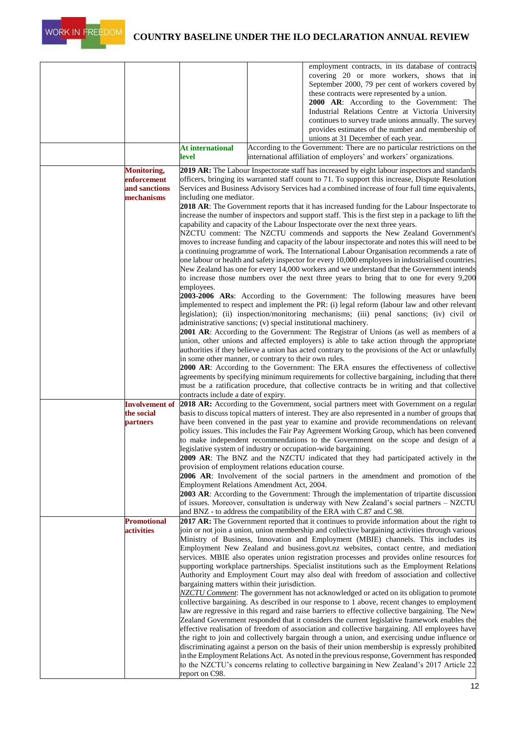| | | | | |
|---|---|---|---|---|
| | | | | employment contracts, in its database of contracts covering 20 or more workers, shows that in September 2000, 79 per cent of workers covered by these contracts were represented by a union.<br>**2000 AR**: According to the Government: The Industrial Relations Centre at Victoria University continues to survey trade unions annually. The survey provides estimates of the number and membership of unions at 31 December of each year. |
| | | **At international level** | According to the Government: There are no particular restrictions on the international affiliation of employers' and workers' organizations. | |
| | **Monitoring, enforcement and sanctions mechanisms** | **2019 AR:** The Labour Inspectorate staff has increased by eight labour inspectors and standards officers, bringing its warranted staff count to 71. To support this increase, Dispute Resolution Services and Business Advisory Services had a combined increase of four full time equivalents, including one mediator.<br>**2018 AR**: The Government reports that it has increased funding for the Labour Inspectorate to increase the number of inspectors and support staff. This is the first step in a package to lift the capability and capacity of the Labour Inspectorate over the next three years.<br>NZCTU comment: The NZCTU commends and supports the New Zealand Government's moves to increase funding and capacity of the labour inspectorate and notes this will need to be a continuing programme of work. The International Labour Organisation recommends a rate of one labour or health and safety inspector for every 10,000 employees in industrialised countries. New Zealand has one for every 14,000 workers and we understand that the Government intends to increase those numbers over the next three years to bring that to one for every 9,200 employees.<br>**2003-2006 ARs**: According to the Government: The following measures have been implemented to respect and implement the PR: (i) legal reform (labour law and other relevant legislation); (ii) inspection/monitoring mechanisms; (iii) penal sanctions; (iv) civil or administrative sanctions; (v) special institutional machinery.<br>**2001 AR**: According to the Government: The Registrar of Unions (as well as members of a union, other unions and affected employers) is able to take action through the appropriate authorities if they believe a union has acted contrary to the provisions of the Act or unlawfully in some other manner, or contrary to their own rules.<br>**2000 AR**: According to the Government: The ERA ensures the effectiveness of collective agreements by specifying minimum requirements for collective bargaining, including that there must be a ratification procedure, that collective contracts be in writing and that collective contracts include a date of expiry. | | |
| | **Involvement of the social partners** | **2018 AR:** According to the Government, social partners meet with Government on a regular basis to discuss topical matters of interest. They are also represented in a number of groups that have been convened in the past year to examine and provide recommendations on relevant policy issues. This includes the Fair Pay Agreement Working Group, which has been convened to make independent recommendations to the Government on the scope and design of a legislative system of industry or occupation-wide bargaining.<br>**2009 AR**: The BNZ and the NZCTU indicated that they had participated actively in the provision of employment relations education course.<br>**2006 AR**: Involvement of the social partners in the amendment and promotion of the Employment Relations Amendment Act, 2004.<br>**2003 AR**: According to the Government: Through the implementation of tripartite discussion of issues. Moreover, consultation is underway with New Zealand's social partners – NZCTU and BNZ - to address the compatibility of the ERA with C.87 and C.98. | | |
| | **Promotional activities** | **2017 AR:** The Government reported that it continues to provide information about the right to join or not join a union, union membership and collective bargaining activities through various Ministry of Business, Innovation and Employment (MBIE) channels. This includes its Employment New Zealand and business.govt.nz websites, contact centre, and mediation services. MBIE also operates union registration processes and provides online resources for supporting workplace partnerships. Specialist institutions such as the Employment Relations Authority and Employment Court may also deal with freedom of association and collective bargaining matters within their jurisdiction.<br>*NZCTU Comment*: The government has not acknowledged or acted on its obligation to promote collective bargaining. As described in our response to 1 above, recent changes to employment law are regressive in this regard and raise barriers to effective collective bargaining. The New Zealand Government responded that it considers the current legislative framework enables the effective realisation of freedom of association and collective bargaining. All employees have the right to join and collectively bargain through a union, and exercising undue influence or discriminating against a person on the basis of their union membership is expressly prohibited in the Employment Relations Act. As noted in the previous response, Government has responded to the NZCTU's concerns relating to collective bargaining in New Zealand's 2017 Article 22 report on C98. | | |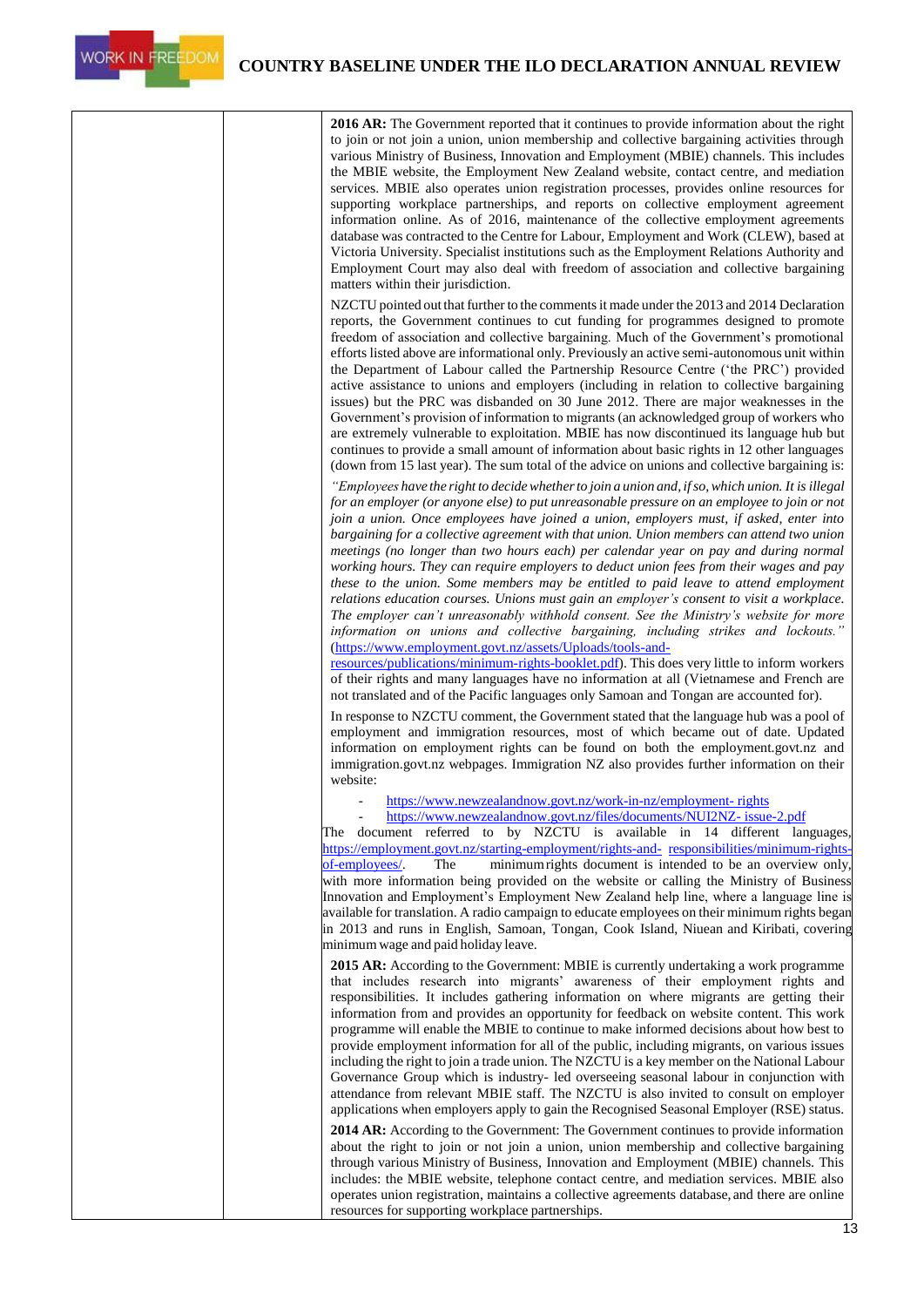**2016 AR:** The Government reported that it continues to provide information about the right to join or not join a union, union membership and collective bargaining activities through various Ministry of Business, Innovation and Employment (MBIE) channels. This includes the MBIE website, the Employment New Zealand website, contact centre, and mediation services. MBIE also operates union registration processes, provides online resources for supporting workplace partnerships, and reports on collective employment agreement information online. As of 2016, maintenance of the collective employment agreements database was contracted to the Centre for Labour, Employment and Work (CLEW), based at Victoria University. Specialist institutions such as the Employment Relations Authority and Employment Court may also deal with freedom of association and collective bargaining matters within their jurisdiction.

NZCTU pointed out that further to the comments it made under the 2013 and 2014 Declaration reports, the Government continues to cut funding for programmes designed to promote freedom of association and collective bargaining. Much of the Government's promotional efforts listed above are informational only. Previously an active semi-autonomous unit within the Department of Labour called the Partnership Resource Centre ('the PRC') provided active assistance to unions and employers (including in relation to collective bargaining issues) but the PRC was disbanded on 30 June 2012. There are major weaknesses in the Government's provision of information to migrants (an acknowledged group of workers who are extremely vulnerable to exploitation. MBIE has now discontinued its language hub but continues to provide a small amount of information about basic rights in 12 other languages (down from 15 last year). The sum total of the advice on unions and collective bargaining is:

*"Employees have the right to decide whether to join a union and, if so, which union. It is illegal for an employer (or anyone else) to put unreasonable pressure on an employee to join or not join a union. Once employees have joined a union, employers must, if asked, enter into bargaining for a collective agreement with that union. Union members can attend two union meetings (no longer than two hours each) per calendar year on pay and during normal working hours. They can require employers to deduct union fees from their wages and pay these to the union. Some members may be entitled to paid leave to attend employment relations education courses. Unions must gain an employer's consent to visit a workplace. The employer can't unreasonably withhold consent. See the Ministry's website for more information on unions and collective bargaining, including strikes and lockouts."* (https://www.employment.govt.nz/assets/Uploads/tools-and-resources/publications/minimum-rights-booklet.pdf). This does very little to inform workers of their rights and many languages have no information at all (Vietnamese and French are not translated and of the Pacific languages only Samoan and Tongan are accounted for).

In response to NZCTU comment, the Government stated that the language hub was a pool of employment and immigration resources, most of which became out of date. Updated information on employment rights can be found on both the employment.govt.nz and immigration.govt.nz webpages. Immigration NZ also provides further information on their website:

- https://www.newzealandnow.govt.nz/work-in-nz/employment- rights
- https://www.newzealandnow.govt.nz/files/documents/NUI2NZ- issue-2.pdf

The document referred to by NZCTU is available in 14 different languages, https://employment.govt.nz/starting-employment/rights-and- responsibilities/minimum-rights-of-employees/. The minimum rights document is intended to be an overview only, with more information being provided on the website or calling the Ministry of Business Innovation and Employment's Employment New Zealand help line, where a language line is available for translation. A radio campaign to educate employees on their minimum rights began in 2013 and runs in English, Samoan, Tongan, Cook Island, Niuean and Kiribati, covering minimum wage and paid holiday leave.

**2015 AR:** According to the Government: MBIE is currently undertaking a work programme that includes research into migrants' awareness of their employment rights and responsibilities. It includes gathering information on where migrants are getting their information from and provides an opportunity for feedback on website content. This work programme will enable the MBIE to continue to make informed decisions about how best to provide employment information for all of the public, including migrants, on various issues including the right to join a trade union. The NZCTU is a key member on the National Labour Governance Group which is industry- led overseeing seasonal labour in conjunction with attendance from relevant MBIE staff. The NZCTU is also invited to consult on employer applications when employers apply to gain the Recognised Seasonal Employer (RSE) status.

**2014 AR:** According to the Government: The Government continues to provide information about the right to join or not join a union, union membership and collective bargaining through various Ministry of Business, Innovation and Employment (MBIE) channels. This includes: the MBIE website, telephone contact centre, and mediation services. MBIE also operates union registration, maintains a collective agreements database, and there are online resources for supporting workplace partnerships.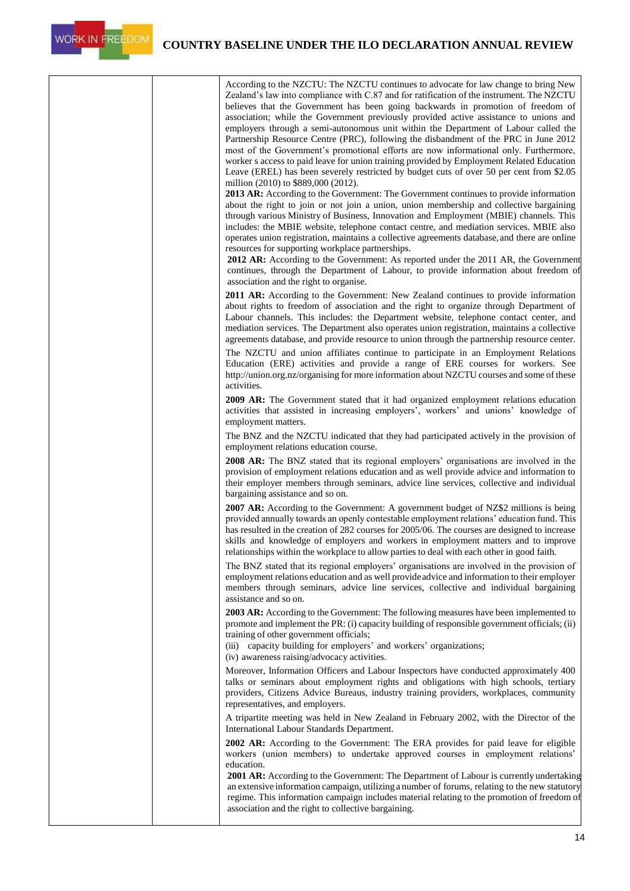| | | |
|---|---|---|
| | | According to the NZCTU: The NZCTU continues to advocate for law change to bring New Zealand's law into compliance with C.87 and for ratification of the instrument. The NZCTU believes that the Government has been going backwards in promotion of freedom of association; while the Government previously provided active assistance to unions and employers through a semi-autonomous unit within the Department of Labour called the Partnership Resource Centre (PRC), following the disbandment of the PRC in June 2012 most of the Government's promotional efforts are now informational only. Furthermore, worker s access to paid leave for union training provided by Employment Related Education Leave (EREL) has been severely restricted by budget cuts of over 50 per cent from $2.05 million (2010) to $889,000 (2012).<br>**2013 AR:** According to the Government: The Government continues to provide information about the right to join or not join a union, union membership and collective bargaining through various Ministry of Business, Innovation and Employment (MBIE) channels. This includes: the MBIE website, telephone contact centre, and mediation services. MBIE also operates union registration, maintains a collective agreements database, and there are online resources for supporting workplace partnerships.<br>**2012 AR:** According to the Government: As reported under the 2011 AR, the Government continues, through the Department of Labour, to provide information about freedom of association and the right to organise.<br>**2011 AR:** According to the Government: New Zealand continues to provide information about rights to freedom of association and the right to organize through Department of Labour channels. This includes: the Department website, telephone contact center, and mediation services. The Department also operates union registration, maintains a collective agreements database, and provide resource to union through the partnership resource center.<br>The NZCTU and union affiliates continue to participate in an Employment Relations Education (ERE) activities and provide a range of ERE courses for workers. See http://union.org.nz/organising for more information about NZCTU courses and some of these activities.<br>**2009 AR:** The Government stated that it had organized employment relations education activities that assisted in increasing employers', workers' and unions' knowledge of employment matters.<br>The BNZ and the NZCTU indicated that they had participated actively in the provision of employment relations education course.<br>**2008 AR:** The BNZ stated that its regional employers' organisations are involved in the provision of employment relations education and as well provide advice and information to their employer members through seminars, advice line services, collective and individual bargaining assistance and so on.<br>**2007 AR:** According to the Government: A government budget of NZ$2 millions is being provided annually towards an openly contestable employment relations' education fund. This has resulted in the creation of 282 courses for 2005/06. The courses are designed to increase skills and knowledge of employers and workers in employment matters and to improve relationships within the workplace to allow parties to deal with each other in good faith.<br>The BNZ stated that its regional employers' organisations are involved in the provision of employment relations education and as well provide advice and information to their employer members through seminars, advice line services, collective and individual bargaining assistance and so on.<br>**2003 AR:** According to the Government: The following measures have been implemented to promote and implement the PR: (i) capacity building of responsible government officials; (ii) training of other government officials;<br>(iii) capacity building for employers' and workers' organizations;<br>(iv) awareness raising/advocacy activities.<br>Moreover, Information Officers and Labour Inspectors have conducted approximately 400 talks or seminars about employment rights and obligations with high schools, tertiary providers, Citizens Advice Bureaus, industry training providers, workplaces, community representatives, and employers.<br>A tripartite meeting was held in New Zealand in February 2002, with the Director of the International Labour Standards Department.<br>**2002 AR:** According to the Government: The ERA provides for paid leave for eligible workers (union members) to undertake approved courses in employment relations' education.<br>**2001 AR:** According to the Government: The Department of Labour is currently undertaking an extensive information campaign, utilizing a number of forums, relating to the new statutory regime. This information campaign includes material relating to the promotion of freedom of association and the right to collective bargaining. |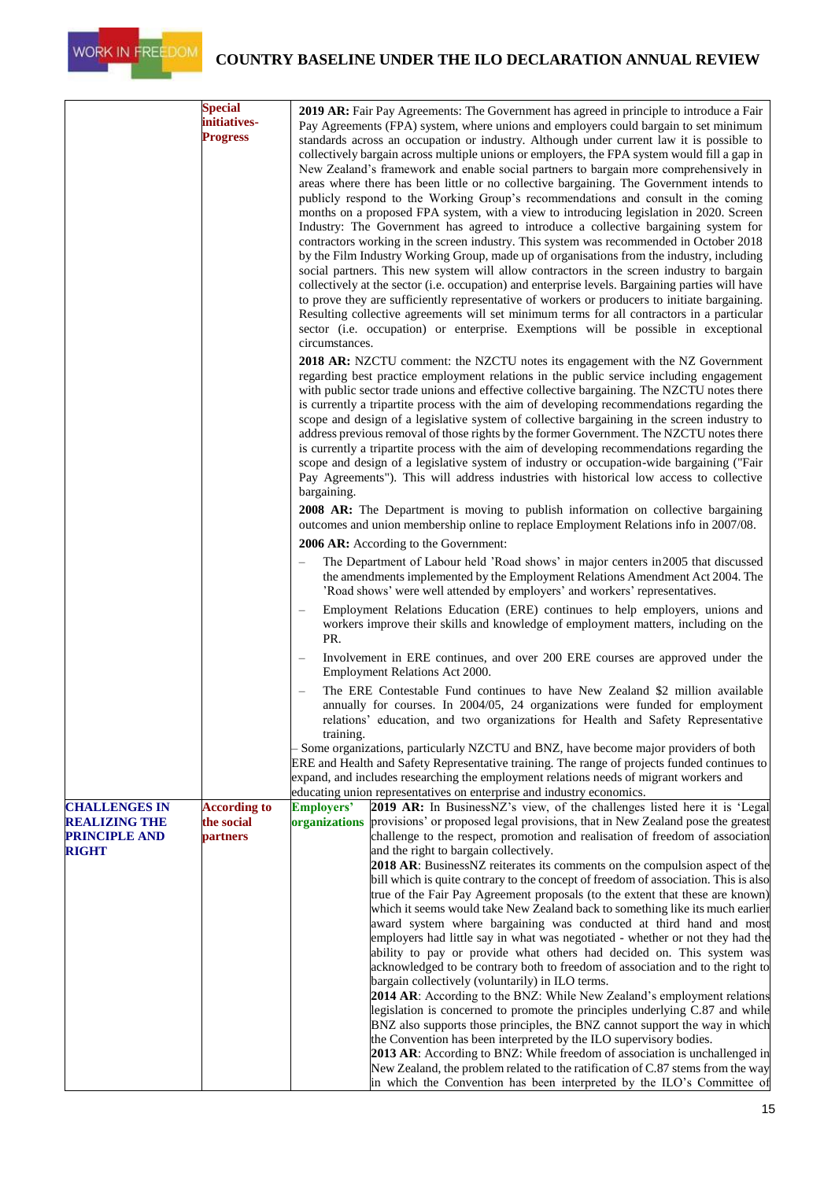| | | | |
|---|---|---|---|
| | **Special initiatives-Progress** | **2019 AR:** Fair Pay Agreements: The Government has agreed in principle to introduce a Fair Pay Agreements (FPA) system, where unions and employers could bargain to set minimum standards across an occupation or industry. Although under current law it is possible to collectively bargain across multiple unions or employers, the FPA system would fill a gap in New Zealand's framework and enable social partners to bargain more comprehensively in areas where there has been little or no collective bargaining. The Government intends to publicly respond to the Working Group's recommendations and consult in the coming months on a proposed FPA system, with a view to introducing legislation in 2020. Screen Industry: The Government has agreed to introduce a collective bargaining system for contractors working in the screen industry. This system was recommended in October 2018 by the Film Industry Working Group, made up of organisations from the industry, including social partners. This new system will allow contractors in the screen industry to bargain collectively at the sector (i.e. occupation) and enterprise levels. Bargaining parties will have to prove they are sufficiently representative of workers or producers to initiate bargaining. Resulting collective agreements will set minimum terms for all contractors in a particular sector (i.e. occupation) or enterprise. Exemptions will be possible in exceptional circumstances.<br><br>**2018 AR:** NZCTU comment: the NZCTU notes its engagement with the NZ Government regarding best practice employment relations in the public service including engagement with public sector trade unions and effective collective bargaining. The NZCTU notes there is currently a tripartite process with the aim of developing recommendations regarding the scope and design of a legislative system of collective bargaining in the screen industry to address previous removal of those rights by the former Government. The NZCTU notes there is currently a tripartite process with the aim of developing recommendations regarding the scope and design of a legislative system of industry or occupation-wide bargaining ("Fair Pay Agreements"). This will address industries with historical low access to collective bargaining.<br><br>**2008 AR:** The Department is moving to publish information on collective bargaining outcomes and union membership online to replace Employment Relations info in 2007/08.<br><br>**2006 AR:** According to the Government:<br>– The Department of Labour held 'Road shows' in major centers in2005 that discussed the amendments implemented by the Employment Relations Amendment Act 2004. The 'Road shows' were well attended by employers' and workers' representatives.<br>– Employment Relations Education (ERE) continues to help employers, unions and workers improve their skills and knowledge of employment matters, including on the PR.<br>– Involvement in ERE continues, and over 200 ERE courses are approved under the Employment Relations Act 2000.<br>– The ERE Contestable Fund continues to have New Zealand $2 million available annually for courses. In 2004/05, 24 organizations were funded for employment relations' education, and two organizations for Health and Safety Representative training.<br>– Some organizations, particularly NZCTU and BNZ, have become major providers of both ERE and Health and Safety Representative training. The range of projects funded continues to expand, and includes researching the employment relations needs of migrant workers and educating union representatives on enterprise and industry economics. | |
| **CHALLENGES IN REALIZING THE PRINCIPLE AND RIGHT** | **According to the social partners** | **Employers' organizations** | **2019 AR:** In BusinessNZ's view, of the challenges listed here it is 'Legal provisions' or proposed legal provisions, that in New Zealand pose the greatest challenge to the respect, promotion and realisation of freedom of association and the right to bargain collectively.<br>**2018 AR**: BusinessNZ reiterates its comments on the compulsion aspect of the bill which is quite contrary to the concept of freedom of association. This is also true of the Fair Pay Agreement proposals (to the extent that these are known) which it seems would take New Zealand back to something like its much earlier award system where bargaining was conducted at third hand and most employers had little say in what was negotiated - whether or not they had the ability to pay or provide what others had decided on. This system was acknowledged to be contrary both to freedom of association and to the right to bargain collectively (voluntarily) in ILO terms.<br>**2014 AR**: According to the BNZ: While New Zealand's employment relations legislation is concerned to promote the principles underlying C.87 and while BNZ also supports those principles, the BNZ cannot support the way in which the Convention has been interpreted by the ILO supervisory bodies.<br>**2013 AR**: According to BNZ: While freedom of association is unchallenged in New Zealand, the problem related to the ratification of C.87 stems from the way in which the Convention has been interpreted by the ILO's Committee of |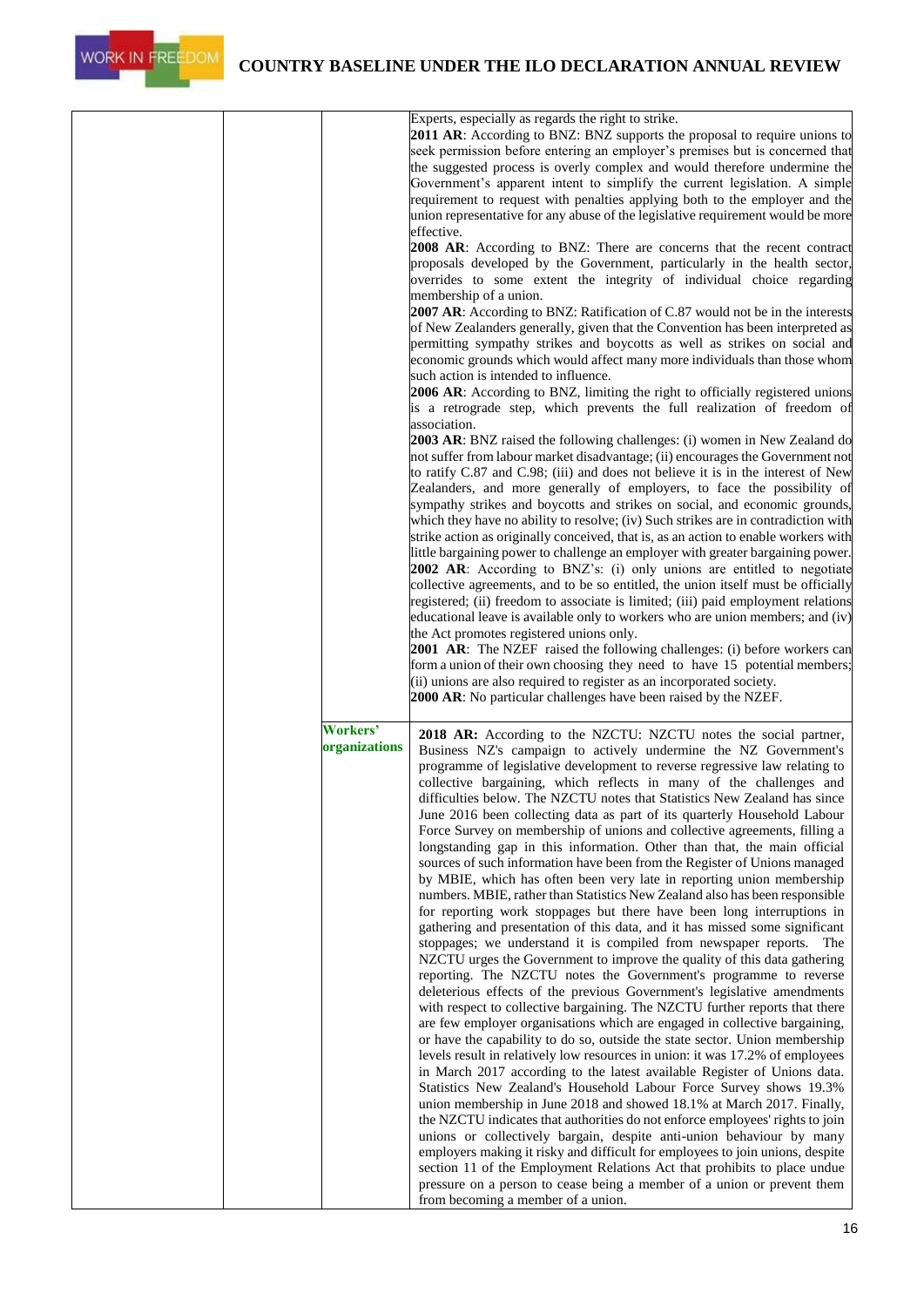| | | | |
|---|---|---|---|
| | | | Experts, especially as regards the right to strike.<br>**2011 AR**: According to BNZ: BNZ supports the proposal to require unions to seek permission before entering an employer's premises but is concerned that the suggested process is overly complex and would therefore undermine the Government's apparent intent to simplify the current legislation. A simple requirement to request with penalties applying both to the employer and the union representative for any abuse of the legislative requirement would be more effective.<br>**2008 AR**: According to BNZ: There are concerns that the recent contract proposals developed by the Government, particularly in the health sector, overrides to some extent the integrity of individual choice regarding membership of a union.<br>**2007 AR**: According to BNZ: Ratification of C.87 would not be in the interests of New Zealanders generally, given that the Convention has been interpreted as permitting sympathy strikes and boycotts as well as strikes on social and economic grounds which would affect many more individuals than those whom such action is intended to influence.<br>**2006 AR**: According to BNZ, limiting the right to officially registered unions is a retrograde step, which prevents the full realization of freedom of association.<br>**2003 AR**: BNZ raised the following challenges: (i) women in New Zealand do not suffer from labour market disadvantage; (ii) encourages the Government not to ratify C.87 and C.98; (iii) and does not believe it is in the interest of New Zealanders, and more generally of employers, to face the possibility of sympathy strikes and boycotts and strikes on social, and economic grounds, which they have no ability to resolve; (iv) Such strikes are in contradiction with strike action as originally conceived, that is, as an action to enable workers with little bargaining power to challenge an employer with greater bargaining power.<br>**2002 AR**: According to BNZ's: (i) only unions are entitled to negotiate collective agreements, and to be so entitled, the union itself must be officially registered; (ii) freedom to associate is limited; (iii) paid employment relations educational leave is available only to workers who are union members; and (iv) the Act promotes registered unions only.<br>**2001 AR**: The NZEF raised the following challenges: (i) before workers can form a union of their own choosing they need to have 15 potential members; (ii) unions are also required to register as an incorporated society.<br>**2000 AR**: No particular challenges have been raised by the NZEF. |
| | | **Workers' organizations** | **2018 AR:** According to the NZCTU: NZCTU notes the social partner, Business NZ's campaign to actively undermine the NZ Government's programme of legislative development to reverse regressive law relating to collective bargaining, which reflects in many of the challenges and difficulties below. The NZCTU notes that Statistics New Zealand has since June 2016 been collecting data as part of its quarterly Household Labour Force Survey on membership of unions and collective agreements, filling a longstanding gap in this information. Other than that, the main official sources of such information have been from the Register of Unions managed by MBIE, which has often been very late in reporting union membership numbers. MBIE, rather than Statistics New Zealand also has been responsible for reporting work stoppages but there have been long interruptions in gathering and presentation of this data, and it has missed some significant stoppages; we understand it is compiled from newspaper reports. The NZCTU urges the Government to improve the quality of this data gathering reporting. The NZCTU notes the Government's programme to reverse deleterious effects of the previous Government's legislative amendments with respect to collective bargaining. The NZCTU further reports that there are few employer organisations which are engaged in collective bargaining, or have the capability to do so, outside the state sector. Union membership levels result in relatively low resources in union: it was 17.2% of employees in March 2017 according to the latest available Register of Unions data. Statistics New Zealand's Household Labour Force Survey shows 19.3% union membership in June 2018 and showed 18.1% at March 2017. Finally, the NZCTU indicates that authorities do not enforce employees' rights to join unions or collectively bargain, despite anti-union behaviour by many employers making it risky and difficult for employees to join unions, despite section 11 of the Employment Relations Act that prohibits to place undue pressure on a person to cease being a member of a union or prevent them from becoming a member of a union. |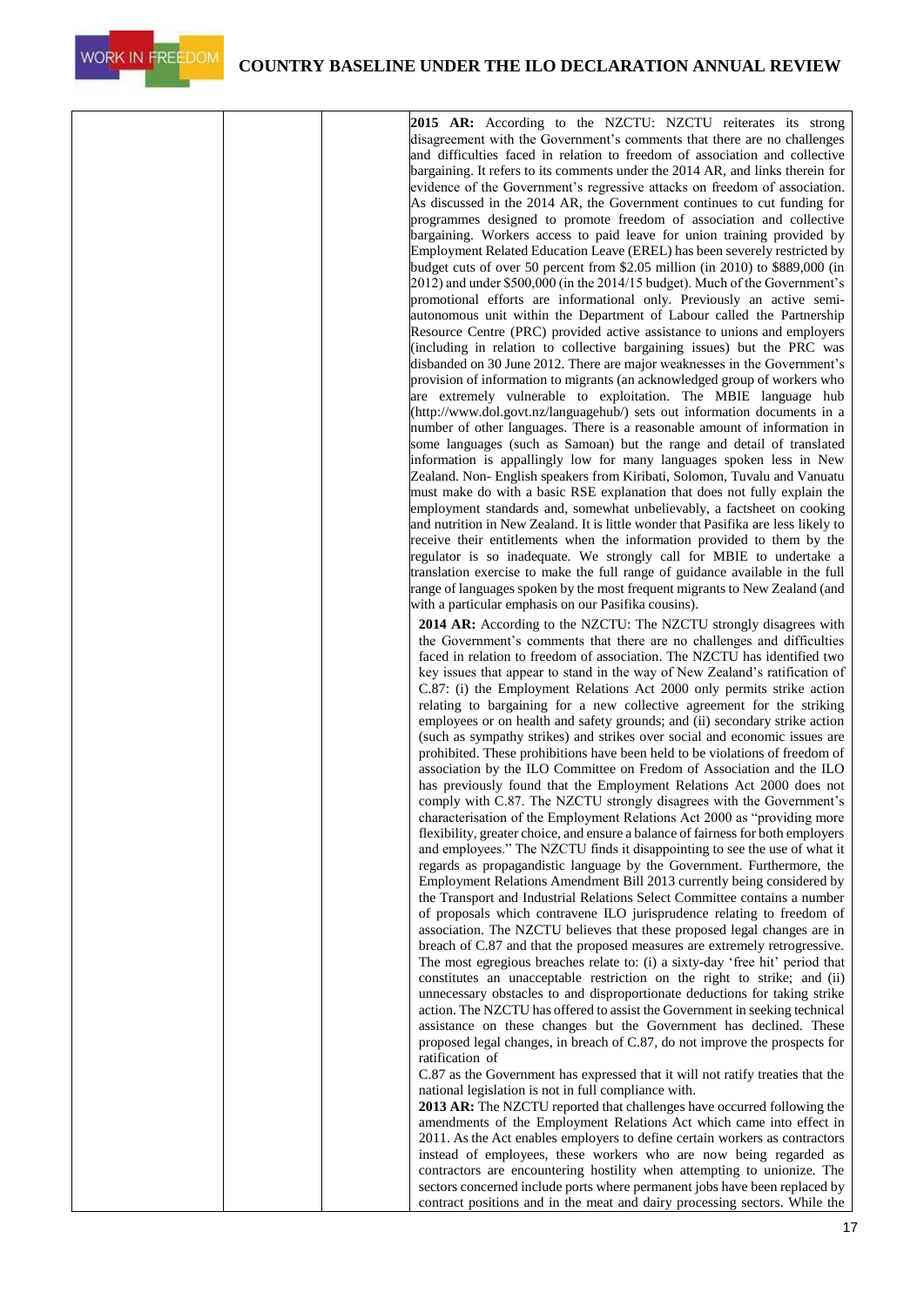| | | | **2015 AR:** According to the NZCTU: NZCTU reiterates its strong disagreement with the Government's comments that there are no challenges and difficulties faced in relation to freedom of association and collective bargaining. It refers to its comments under the 2014 AR, and links therein for evidence of the Government's regressive attacks on freedom of association. As discussed in the 2014 AR, the Government continues to cut funding for programmes designed to promote freedom of association and collective bargaining. Workers access to paid leave for union training provided by Employment Related Education Leave (EREL) has been severely restricted by budget cuts of over 50 percent from $2.05 million (in 2010) to $889,000 (in 2012) and under $500,000 (in the 2014/15 budget). Much of the Government's promotional efforts are informational only. Previously an active semi-autonomous unit within the Department of Labour called the Partnership Resource Centre (PRC) provided active assistance to unions and employers (including in relation to collective bargaining issues) but the PRC was disbanded on 30 June 2012. There are major weaknesses in the Government's provision of information to migrants (an acknowledged group of workers who are extremely vulnerable to exploitation. The MBIE language hub (http://www.dol.govt.nz/languagehub/) sets out information documents in a number of other languages. There is a reasonable amount of information in some languages (such as Samoan) but the range and detail of translated information is appallingly low for many languages spoken less in New Zealand. Non- English speakers from Kiribati, Solomon, Tuvalu and Vanuatu must make do with a basic RSE explanation that does not fully explain the employment standards and, somewhat unbelievably, a factsheet on cooking and nutrition in New Zealand. It is little wonder that Pasifika are less likely to receive their entitlements when the information provided to them by the regulator is so inadequate. We strongly call for MBIE to undertake a translation exercise to make the full range of guidance available in the full range of languages spoken by the most frequent migrants to New Zealand (and with a particular emphasis on our Pasifika cousins).<br><br>**2014 AR:** According to the NZCTU: The NZCTU strongly disagrees with the Government's comments that there are no challenges and difficulties faced in relation to freedom of association. The NZCTU has identified two key issues that appear to stand in the way of New Zealand's ratification of C.87: (i) the Employment Relations Act 2000 only permits strike action relating to bargaining for a new collective agreement for the striking employees or on health and safety grounds; and (ii) secondary strike action (such as sympathy strikes) and strikes over social and economic issues are prohibited. These prohibitions have been held to be violations of freedom of association by the ILO Committee on Fredom of Association and the ILO has previously found that the Employment Relations Act 2000 does not comply with C.87. The NZCTU strongly disagrees with the Government's characterisation of the Employment Relations Act 2000 as "providing more flexibility, greater choice, and ensure a balance of fairness for both employers and employees." The NZCTU finds it disappointing to see the use of what it regards as propagandistic language by the Government. Furthermore, the Employment Relations Amendment Bill 2013 currently being considered by the Transport and Industrial Relations Select Committee contains a number of proposals which contravene ILO jurisprudence relating to freedom of association. The NZCTU believes that these proposed legal changes are in breach of C.87 and that the proposed measures are extremely retrogressive. The most egregious breaches relate to: (i) a sixty-day 'free hit' period that constitutes an unacceptable restriction on the right to strike; and (ii) unnecessary obstacles to and disproportionate deductions for taking strike action. The NZCTU has offered to assist the Government in seeking technical assistance on these changes but the Government has declined. These proposed legal changes, in breach of C.87, do not improve the prospects for ratification of C.87 as the Government has expressed that it will not ratify treaties that the national legislation is not in full compliance with.<br>**2013 AR:** The NZCTU reported that challenges have occurred following the amendments of the Employment Relations Act which came into effect in 2011. As the Act enables employers to define certain workers as contractors instead of employees, these workers who are now being regarded as contractors are encountering hostility when attempting to unionize. The sectors concerned include ports where permanent jobs have been replaced by contract positions and in the meat and dairy processing sectors. While the |
|---|---|---|---|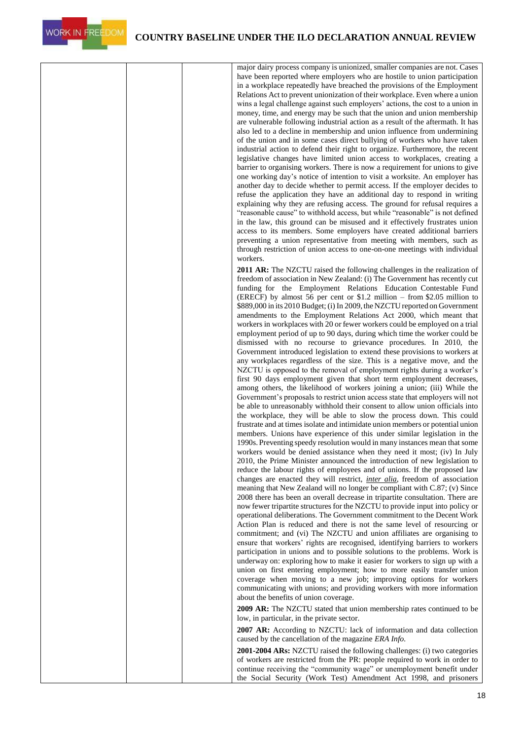| | | | major dairy process company is unionized, smaller companies are not. Cases have been reported where employers who are hostile to union participation in a workplace repeatedly have breached the provisions of the Employment Relations Act to prevent unionization of their workplace. Even where a union wins a legal challenge against such employers' actions, the cost to a union in money, time, and energy may be such that the union and union membership are vulnerable following industrial action as a result of the aftermath. It has also led to a decline in membership and union influence from undermining of the union and in some cases direct bullying of workers who have taken industrial action to defend their right to organize. Furthermore, the recent legislative changes have limited union access to workplaces, creating a barrier to organising workers. There is now a requirement for unions to give one working day's notice of intention to visit a worksite. An employer has another day to decide whether to permit access. If the employer decides to refuse the application they have an additional day to respond in writing explaining why they are refusing access. The ground for refusal requires a "reasonable cause" to withhold access, but while "reasonable" is not defined in the law, this ground can be misused and it effectively frustrates union access to its members. Some employers have created additional barriers preventing a union representative from meeting with members, such as through restriction of union access to one-on-one meetings with individual workers.<br><br>**2011 AR:** The NZCTU raised the following challenges in the realization of freedom of association in New Zealand: (i) The Government has recently cut funding for the Employment Relations Education Contestable Fund (ERECF) by almost 56 per cent or $1.2 million – from $2.05 million to $889,000 in its 2010 Budget; (i) In 2009, the NZCTU reported on Government amendments to the Employment Relations Act 2000, which meant that workers in workplaces with 20 or fewer workers could be employed on a trial employment period of up to 90 days, during which time the worker could be dismissed with no recourse to grievance procedures. In 2010, the Government introduced legislation to extend these provisions to workers at any workplaces regardless of the size. This is a negative move, and the NZCTU is opposed to the removal of employment rights during a worker's first 90 days employment given that short term employment decreases, among others, the likelihood of workers joining a union; (iii) While the Government's proposals to restrict union access state that employers will not be able to unreasonably withhold their consent to allow union officials into the workplace, they will be able to slow the process down. This could frustrate and at times isolate and intimidate union members or potential union members. Unions have experience of this under similar legislation in the 1990s. Preventing speedy resolution would in many instances mean that some workers would be denied assistance when they need it most; (iv) In July 2010, the Prime Minister announced the introduction of new legislation to reduce the labour rights of employees and of unions. If the proposed law changes are enacted they will restrict, *inter alia*, freedom of association meaning that New Zealand will no longer be compliant with C.87; (v) Since 2008 there has been an overall decrease in tripartite consultation. There are now fewer tripartite structures for the NZCTU to provide input into policy or operational deliberations. The Government commitment to the Decent Work Action Plan is reduced and there is not the same level of resourcing or commitment; and (vi) The NZCTU and union affiliates are organising to ensure that workers' rights are recognised, identifying barriers to workers participation in unions and to possible solutions to the problems. Work is underway on: exploring how to make it easier for workers to sign up with a union on first entering employment; how to more easily transfer union coverage when moving to a new job; improving options for workers communicating with unions; and providing workers with more information about the benefits of union coverage.<br><br>**2009 AR:** The NZCTU stated that union membership rates continued to be low, in particular, in the private sector.<br><br>**2007 AR:** According to NZCTU: lack of information and data collection caused by the cancellation of the magazine *ERA Info*.<br><br>**2001-2004 ARs:** NZCTU raised the following challenges: (i) two categories of workers are restricted from the PR: people required to work in order to continue receiving the "community wage" or unemployment benefit under the Social Security (Work Test) Amendment Act 1998, and prisoners |
|---|---|---|---|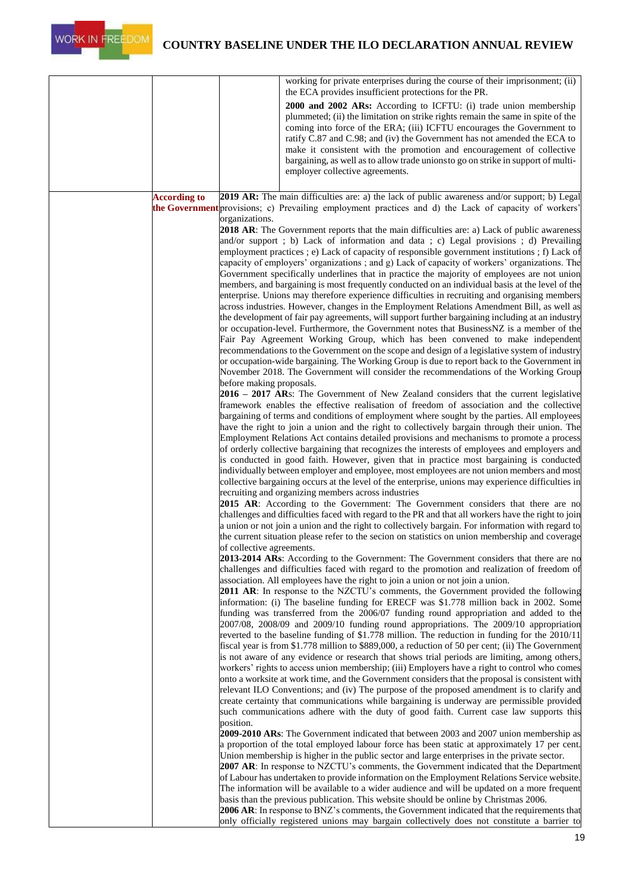| | | | |
|---|---|---|---|
| | | | working for private enterprises during the course of their imprisonment; (ii) the ECA provides insufficient protections for the PR.<br><br>**2000 and 2002 ARs:** According to ICFTU: (i) trade union membership plummeted; (ii) the limitation on strike rights remain the same in spite of the coming into force of the ERA; (iii) ICFTU encourages the Government to ratify C.87 and C.98; and (iv) the Government has not amended the ECA to make it consistent with the promotion and encouragement of collective bargaining, as well as to allow trade unions to go on strike in support of multi-employer collective agreements. |
| | **According to the Government** | **2019 AR:** The main difficulties are: a) the lack of public awareness and/or support; b) Legal provisions; c) Prevailing employment practices and d) the Lack of capacity of workers' organizations.<br>**2018 AR**: The Government reports that the main difficulties are: a) Lack of public awareness and/or support ; b) Lack of information and data ; c) Legal provisions ; d) Prevailing employment practices ; e) Lack of capacity of responsible government institutions ; f) Lack of capacity of employers' organizations ; and g) Lack of capacity of workers' organizations. The Government specifically underlines that in practice the majority of employees are not union members, and bargaining is most frequently conducted on an individual basis at the level of the enterprise. Unions may therefore experience difficulties in recruiting and organising members across industries. However, changes in the Employment Relations Amendment Bill, as well as the development of fair pay agreements, will support further bargaining including at an industry or occupation-level. Furthermore, the Government notes that BusinessNZ is a member of the Fair Pay Agreement Working Group, which has been convened to make independent recommendations to the Government on the scope and design of a legislative system of industry or occupation-wide bargaining. The Working Group is due to report back to the Government in November 2018. The Government will consider the recommendations of the Working Group before making proposals.<br>**2016 – 2017 ARs**: The Government of New Zealand considers that the current legislative framework enables the effective realisation of freedom of association and the collective bargaining of terms and conditions of employment where sought by the parties. All employees have the right to join a union and the right to collectively bargain through their union. The Employment Relations Act contains detailed provisions and mechanisms to promote a process of orderly collective bargaining that recognizes the interests of employees and employers and is conducted in good faith. However, given that in practice most bargaining is conducted individually between employer and employee, most employees are not union members and most collective bargaining occurs at the level of the enterprise, unions may experience difficulties in recruiting and organizing members across industries<br>**2015 AR**: According to the Government: The Government considers that there are no challenges and difficulties faced with regard to the PR and that all workers have the right to join a union or not join a union and the right to collectively bargain. For information with regard to the current situation please refer to the secion on statistics on union membership and coverage of collective agreements.<br>**2013-2014 ARs**: According to the Government: The Government considers that there are no challenges and difficulties faced with regard to the promotion and realization of freedom of association. All employees have the right to join a union or not join a union.<br>**2011 AR**: In response to the NZCTU's comments, the Government provided the following information: (i) The baseline funding for ERECF was $1.778 million back in 2002. Some funding was transferred from the 2006/07 funding round appropriation and added to the 2007/08, 2008/09 and 2009/10 funding round appropriations. The 2009/10 appropriation reverted to the baseline funding of $1.778 million. The reduction in funding for the 2010/11 fiscal year is from $1.778 million to $889,000, a reduction of 50 per cent; (ii) The Government is not aware of any evidence or research that shows trial periods are limiting, among others, workers' rights to access union membership; (iii) Employers have a right to control who comes onto a worksite at work time, and the Government considers that the proposal is consistent with relevant ILO Conventions; and (iv) The purpose of the proposed amendment is to clarify and create certainty that communications while bargaining is underway are permissible provided such communications adhere with the duty of good faith. Current case law supports this position.<br>**2009-2010 ARs**: The Government indicated that between 2003 and 2007 union membership as a proportion of the total employed labour force has been static at approximately 17 per cent. Union membership is higher in the public sector and large enterprises in the private sector.<br>**2007 AR**: In response to NZCTU's comments, the Government indicated that the Department of Labour has undertaken to provide information on the Employment Relations Service website. The information will be available to a wider audience and will be updated on a more frequent basis than the previous publication. This website should be online by Christmas 2006.<br>**2006 AR**: In response to BNZ's comments, the Government indicated that the requirements that only officially registered unions may bargain collectively does not constitute a barrier to | |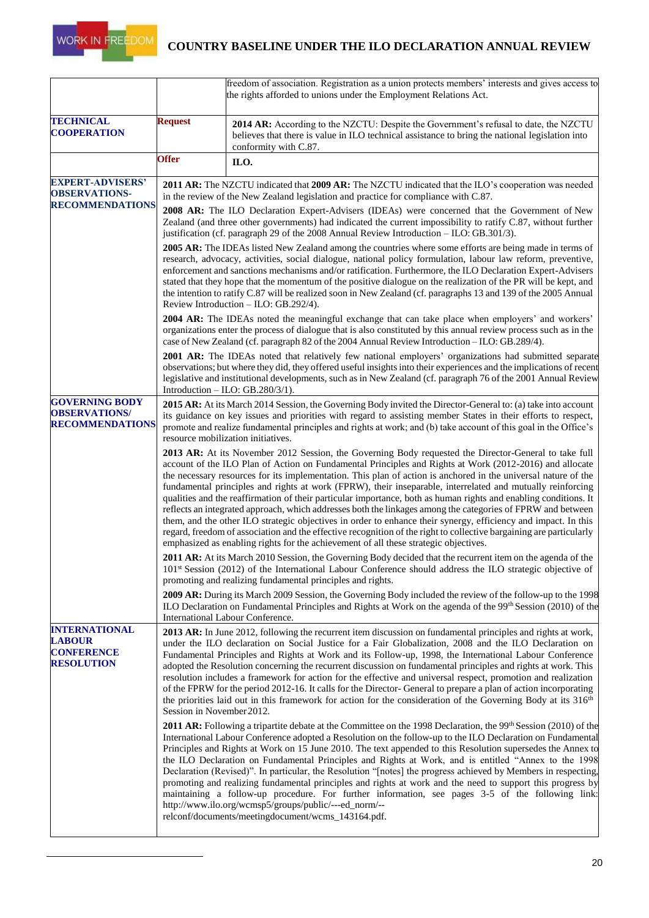| | | |
|---|---|---|
| | | freedom of association. Registration as a union protects members' interests and gives access to the rights afforded to unions under the Employment Relations Act. |
| **TECHNICAL COOPERATION** | **Request** | **2014 AR:** According to the NZCTU: Despite the Government's refusal to date, the NZCTU believes that there is value in ILO technical assistance to bring the national legislation into conformity with C.87. |
| | **Offer** | **ILO.** |
| **EXPERT-ADVISERS' OBSERVATIONS-RECOMMENDATIONS** | **2011 AR:** The NZCTU indicated that **2009 AR:** The NZCTU indicated that the ILO's cooperation was needed in the review of the New Zealand legislation and practice for compliance with C.87.<br><br>**2008 AR:** The ILO Declaration Expert-Advisers (IDEAs) were concerned that the Government of New Zealand (and three other governments) had indicated the current impossibility to ratify C.87, without further justification (cf. paragraph 29 of the 2008 Annual Review Introduction – ILO: GB.301/3).<br><br>**2005 AR:** The IDEAs listed New Zealand among the countries where some efforts are being made in terms of research, advocacy, activities, social dialogue, national policy formulation, labour law reform, preventive, enforcement and sanctions mechanisms and/or ratification. Furthermore, the ILO Declaration Expert-Advisers stated that they hope that the momentum of the positive dialogue on the realization of the PR will be kept, and the intention to ratify C.87 will be realized soon in New Zealand (cf. paragraphs 13 and 139 of the 2005 Annual Review Introduction – ILO: GB.292/4).<br><br>**2004 AR:** The IDEAs noted the meaningful exchange that can take place when employers' and workers' organizations enter the process of dialogue that is also constituted by this annual review process such as in the case of New Zealand (cf. paragraph 82 of the 2004 Annual Review Introduction – ILO: GB.289/4).<br><br>**2001 AR:** The IDEAs noted that relatively few national employers' organizations had submitted separate observations; but where they did, they offered useful insights into their experiences and the implications of recent legislative and institutional developments, such as in New Zealand (cf. paragraph 76 of the 2001 Annual Review Introduction – ILO: GB.280/3/1). | |
| **GOVERNING BODY OBSERVATIONS/ RECOMMENDATIONS** | **2015 AR:** At its March 2014 Session, the Governing Body invited the Director-General to: (a) take into account its guidance on key issues and priorities with regard to assisting member States in their efforts to respect, promote and realize fundamental principles and rights at work; and (b) take account of this goal in the Office's resource mobilization initiatives.<br><br>**2013 AR:** At its November 2012 Session, the Governing Body requested the Director-General to take full account of the ILO Plan of Action on Fundamental Principles and Rights at Work (2012-2016) and allocate the necessary resources for its implementation. This plan of action is anchored in the universal nature of the fundamental principles and rights at work (FPRW), their inseparable, interrelated and mutually reinforcing qualities and the reaffirmation of their particular importance, both as human rights and enabling conditions. It reflects an integrated approach, which addresses both the linkages among the categories of FPRW and between them, and the other ILO strategic objectives in order to enhance their synergy, efficiency and impact. In this regard, freedom of association and the effective recognition of the right to collective bargaining are particularly emphasized as enabling rights for the achievement of all these strategic objectives.<br><br>**2011 AR:** At its March 2010 Session, the Governing Body decided that the recurrent item on the agenda of the 101st Session (2012) of the International Labour Conference should address the ILO strategic objective of promoting and realizing fundamental principles and rights.<br><br>**2009 AR:** During its March 2009 Session, the Governing Body included the review of the follow-up to the 1998 ILO Declaration on Fundamental Principles and Rights at Work on the agenda of the 99th Session (2010) of the International Labour Conference. | |
| **INTERNATIONAL LABOUR CONFERENCE RESOLUTION** | **2013 AR:** In June 2012, following the recurrent item discussion on fundamental principles and rights at work, under the ILO declaration on Social Justice for a Fair Globalization, 2008 and the ILO Declaration on Fundamental Principles and Rights at Work and its Follow-up, 1998, the International Labour Conference adopted the Resolution concerning the recurrent discussion on fundamental principles and rights at work. This resolution includes a framework for action for the effective and universal respect, promotion and realization of the FPRW for the period 2012-16. It calls for the Director- General to prepare a plan of action incorporating the priorities laid out in this framework for action for the consideration of the Governing Body at its 316th Session in November 2012.<br><br>**2011 AR:** Following a tripartite debate at the Committee on the 1998 Declaration, the 99th Session (2010) of the International Labour Conference adopted a Resolution on the follow-up to the ILO Declaration on Fundamental Principles and Rights at Work on 15 June 2010. The text appended to this Resolution supersedes the Annex to the ILO Declaration on Fundamental Principles and Rights at Work, and is entitled "Annex to the 1998 Declaration (Revised)". In particular, the Resolution "[notes] the progress achieved by Members in respecting, promoting and realizing fundamental principles and rights at work and the need to support this progress by maintaining a follow-up procedure. For further information, see pages 3-5 of the following link: http://www.ilo.org/wcmsp5/groups/public/---ed_norm/--relconf/documents/meetingdocument/wcms_143164.pdf. | |